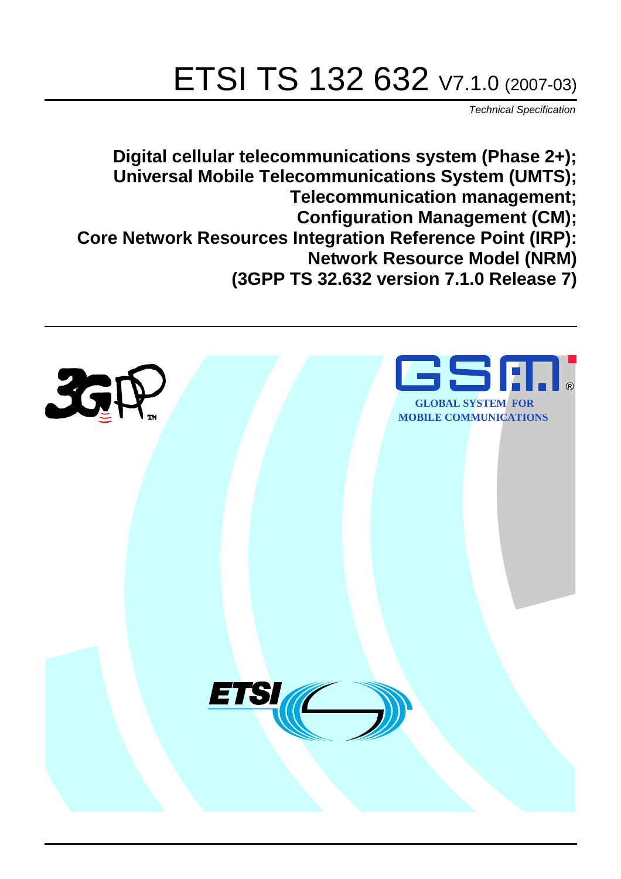# ETSI TS 132 632 V7.1.0 (2007-03)

*Technical Specification*

**Digital cellular telecommunications system (Phase 2+);
Universal Mobile Telecommunications System (UMTS);
Telecommunication management;
Configuration Management (CM);
Core Network Resources Integration Reference Point (IRP):
Network Resource Model (NRM)
(3GPP TS 32.632 version 7.1.0 Release 7)**

GLOBAL SYSTEM FOR MOBILE COMMUNICATIONS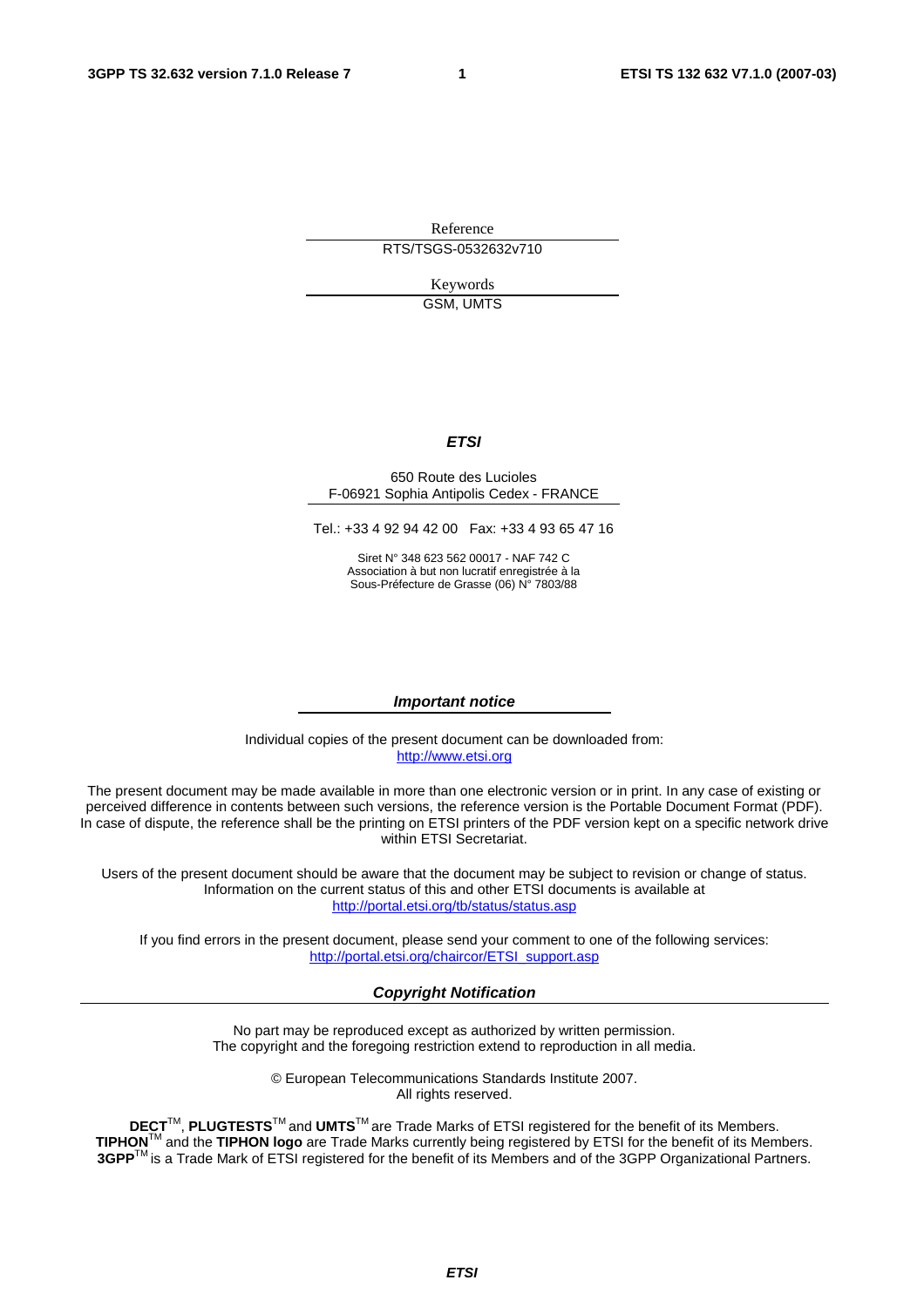Reference

RTS/TSGS-0532632v710

Keywords

GSM, UMTS

***ETSI***

650 Route des Lucioles
F-06921 Sophia Antipolis Cedex - FRANCE

Tel.: +33 4 92 94 42 00 Fax: +33 4 93 65 47 16

Siret N° 348 623 562 00017 - NAF 742 C
Association à but non lucratif enregistrée à la
Sous-Préfecture de Grasse (06) N° 7803/88

***Important notice***

Individual copies of the present document can be downloaded from:
http://www.etsi.org

The present document may be made available in more than one electronic version or in print. In any case of existing or perceived difference in contents between such versions, the reference version is the Portable Document Format (PDF). In case of dispute, the reference shall be the printing on ETSI printers of the PDF version kept on a specific network drive within ETSI Secretariat.

Users of the present document should be aware that the document may be subject to revision or change of status. Information on the current status of this and other ETSI documents is available at
http://portal.etsi.org/tb/status/status.asp

If you find errors in the present document, please send your comment to one of the following services:
http://portal.etsi.org/chaircor/ETSI_support.asp

***Copyright Notification***

No part may be reproduced except as authorized by written permission.
The copyright and the foregoing restriction extend to reproduction in all media.

© European Telecommunications Standards Institute 2007.
All rights reserved.

**DECT**TM, **PLUGTESTS**TM and **UMTS**TM are Trade Marks of ETSI registered for the benefit of its Members.
**TIPHON**TM and the **TIPHON logo** are Trade Marks currently being registered by ETSI for the benefit of its Members.
**3GPP**TM is a Trade Mark of ETSI registered for the benefit of its Members and of the 3GPP Organizational Partners.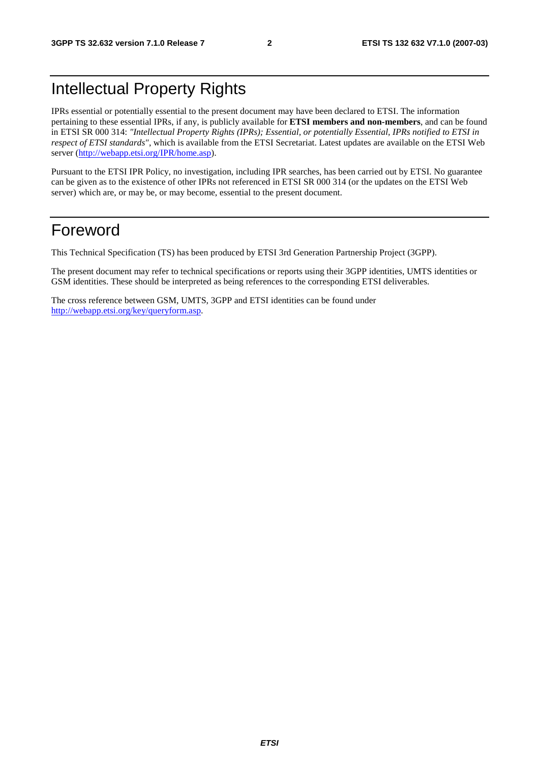# Intellectual Property Rights

IPRs essential or potentially essential to the present document may have been declared to ETSI. The information pertaining to these essential IPRs, if any, is publicly available for **ETSI members and non-members**, and can be found in ETSI SR 000 314: *"Intellectual Property Rights (IPRs); Essential, or potentially Essential, IPRs notified to ETSI in respect of ETSI standards"*, which is available from the ETSI Secretariat. Latest updates are available on the ETSI Web server (http://webapp.etsi.org/IPR/home.asp).

Pursuant to the ETSI IPR Policy, no investigation, including IPR searches, has been carried out by ETSI. No guarantee can be given as to the existence of other IPRs not referenced in ETSI SR 000 314 (or the updates on the ETSI Web server) which are, or may be, or may become, essential to the present document.

# Foreword

This Technical Specification (TS) has been produced by ETSI 3rd Generation Partnership Project (3GPP).

The present document may refer to technical specifications or reports using their 3GPP identities, UMTS identities or GSM identities. These should be interpreted as being references to the corresponding ETSI deliverables.

The cross reference between GSM, UMTS, 3GPP and ETSI identities can be found under http://webapp.etsi.org/key/queryform.asp.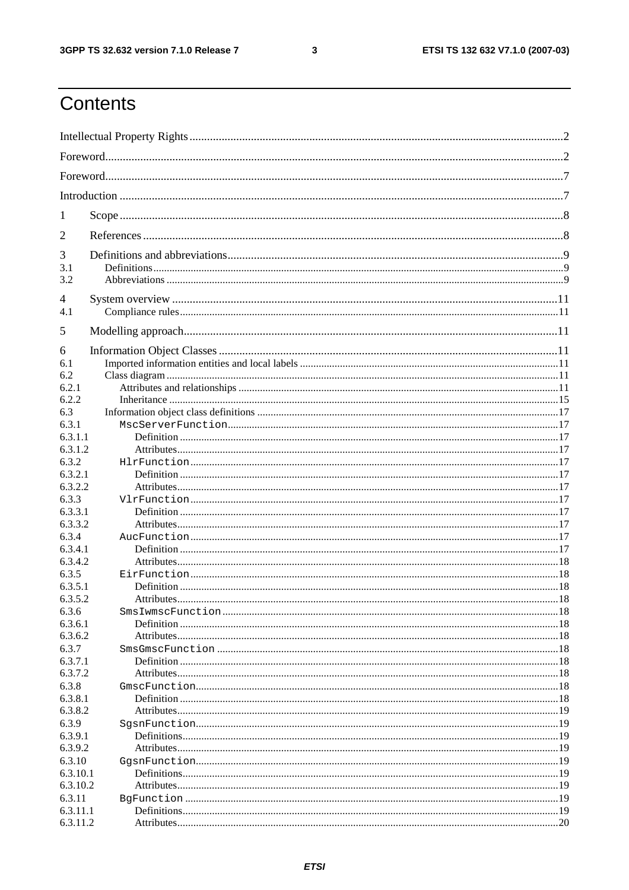# Contents

Intellectual Property Rights ..... 2

Foreword ..... 2

Foreword ..... 7

Introduction ..... 7

1 Scope ..... 8

2 References ..... 8

3 Definitions and abbreviations ..... 9
3.1 Definitions ..... 9
3.2 Abbreviations ..... 9

4 System overview ..... 11
4.1 Compliance rules ..... 11

5 Modelling approach ..... 11

6 Information Object Classes ..... 11
6.1 Imported information entities and local labels ..... 11
6.2 Class diagram ..... 11
6.2.1 Attributes and relationships ..... 11
6.2.2 Inheritance ..... 15
6.3 Information object class definitions ..... 17
6.3.1 `MscServerFunction` ..... 17
6.3.1.1 Definition ..... 17
6.3.1.2 Attributes ..... 17
6.3.2 `HlrFunction` ..... 17
6.3.2.1 Definition ..... 17
6.3.2.2 Attributes ..... 17
6.3.3 `VlrFunction` ..... 17
6.3.3.1 Definition ..... 17
6.3.3.2 Attributes ..... 17
6.3.4 `AucFunction` ..... 17
6.3.4.1 Definition ..... 17
6.3.4.2 Attributes ..... 18
6.3.5 `EirFunction` ..... 18
6.3.5.1 Definition ..... 18
6.3.5.2 Attributes ..... 18
6.3.6 `SmsIwmscFunction` ..... 18
6.3.6.1 Definition ..... 18
6.3.6.2 Attributes ..... 18
6.3.7 `SmsGmscFunction` ..... 18
6.3.7.1 Definition ..... 18
6.3.7.2 Attributes ..... 18
6.3.8 `GmscFunction` ..... 18
6.3.8.1 Definition ..... 18
6.3.8.2 Attributes ..... 19
6.3.9 `SgsnFunction` ..... 19
6.3.9.1 Definitions ..... 19
6.3.9.2 Attributes ..... 19
6.3.10 `GgsnFunction` ..... 19
6.3.10.1 Definitions ..... 19
6.3.10.2 Attributes ..... 19
6.3.11 `BgFunction` ..... 19
6.3.11.1 Definitions ..... 19
6.3.11.2 Attributes ..... 20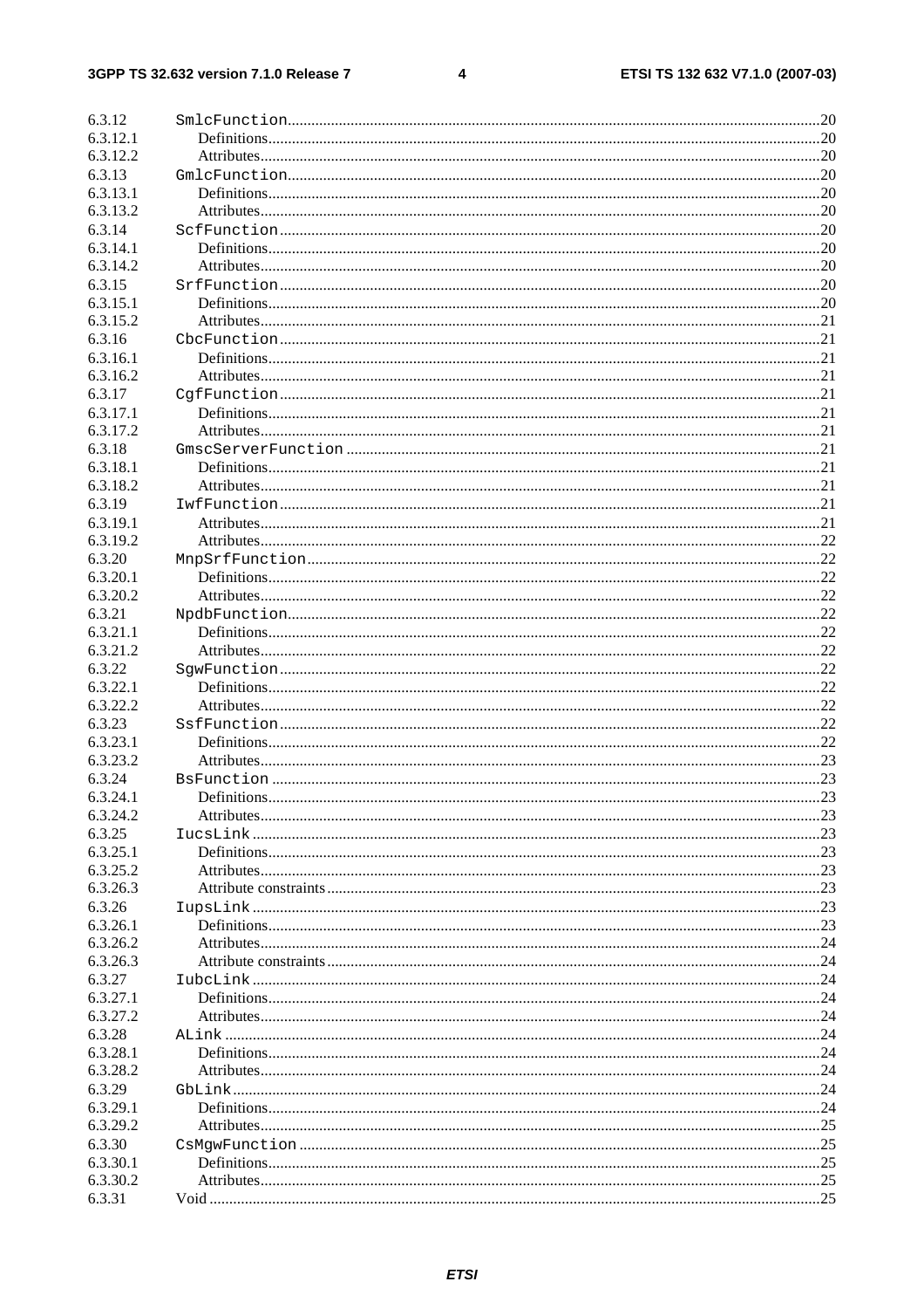6.3.12 SmlcFunction.....20
6.3.12.1 Definitions.....20
6.3.12.2 Attributes.....20
6.3.13 GmlcFunction.....20
6.3.13.1 Definitions.....20
6.3.13.2 Attributes.....20
6.3.14 ScfFunction.....20
6.3.14.1 Definitions.....20
6.3.14.2 Attributes.....20
6.3.15 SrfFunction.....20
6.3.15.1 Definitions.....20
6.3.15.2 Attributes.....21
6.3.16 CbcFunction.....21
6.3.16.1 Definitions.....21
6.3.16.2 Attributes.....21
6.3.17 CgfFunction.....21
6.3.17.1 Definitions.....21
6.3.17.2 Attributes.....21
6.3.18 GmscServerFunction.....21
6.3.18.1 Definitions.....21
6.3.18.2 Attributes.....21
6.3.19 IwfFunction.....21
6.3.19.1 Attributes.....21
6.3.19.2 Attributes.....22
6.3.20 MnpSrfFunction.....22
6.3.20.1 Definitions.....22
6.3.20.2 Attributes.....22
6.3.21 NpdbFunction.....22
6.3.21.1 Definitions.....22
6.3.21.2 Attributes.....22
6.3.22 SgwFunction.....22
6.3.22.1 Definitions.....22
6.3.22.2 Attributes.....22
6.3.23 SsfFunction.....22
6.3.23.1 Definitions.....22
6.3.23.2 Attributes.....23
6.3.24 BsFunction.....23
6.3.24.1 Definitions.....23
6.3.24.2 Attributes.....23
6.3.25 IucsLink.....23
6.3.25.1 Definitions.....23
6.3.25.2 Attributes.....23
6.3.26.3 Attribute constraints.....23
6.3.26 IupsLink.....23
6.3.26.1 Definitions.....23
6.3.26.2 Attributes.....24
6.3.26.3 Attribute constraints.....24
6.3.27 IubcLink.....24
6.3.27.1 Definitions.....24
6.3.27.2 Attributes.....24
6.3.28 ALink.....24
6.3.28.1 Definitions.....24
6.3.28.2 Attributes.....24
6.3.29 GbLink.....24
6.3.29.1 Definitions.....24
6.3.29.2 Attributes.....25
6.3.30 CsMgwFunction.....25
6.3.30.1 Definitions.....25
6.3.30.2 Attributes.....25
6.3.31 Void.....25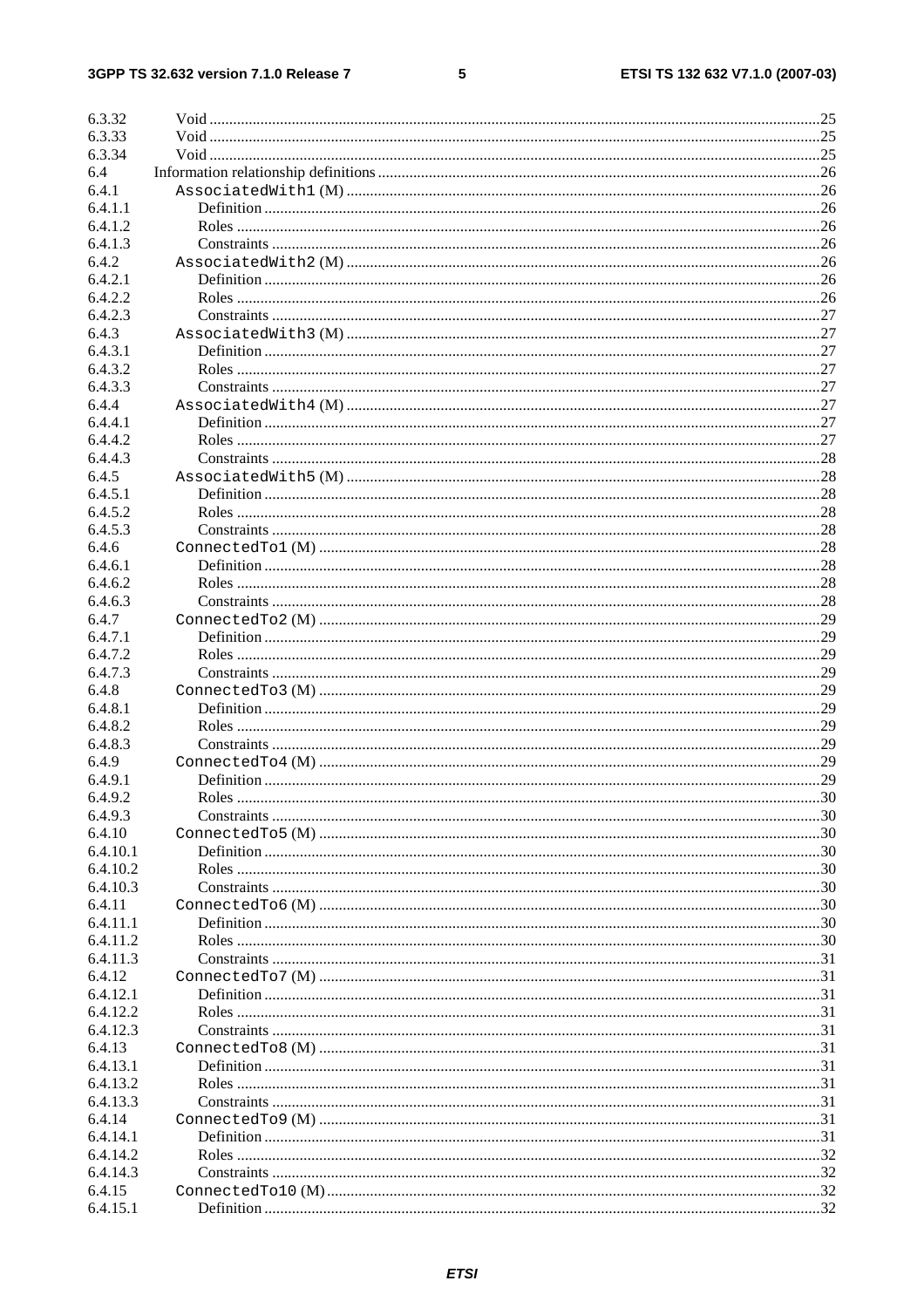6.3.32 Void ..........25
6.3.33 Void ..........25
6.3.34 Void ..........25
6.4 Information relationship definitions ..........26
6.4.1 `AssociatedWith1` (M) ..........26
6.4.1.1 Definition ..........26
6.4.1.2 Roles ..........26
6.4.1.3 Constraints ..........26
6.4.2 `AssociatedWith2` (M) ..........26
6.4.2.1 Definition ..........26
6.4.2.2 Roles ..........26
6.4.2.3 Constraints ..........27
6.4.3 `AssociatedWith3` (M) ..........27
6.4.3.1 Definition ..........27
6.4.3.2 Roles ..........27
6.4.3.3 Constraints ..........27
6.4.4 `AssociatedWith4` (M) ..........27
6.4.4.1 Definition ..........27
6.4.4.2 Roles ..........27
6.4.4.3 Constraints ..........28
6.4.5 `AssociatedWith5` (M) ..........28
6.4.5.1 Definition ..........28
6.4.5.2 Roles ..........28
6.4.5.3 Constraints ..........28
6.4.6 `ConnectedTo1` (M) ..........28
6.4.6.1 Definition ..........28
6.4.6.2 Roles ..........28
6.4.6.3 Constraints ..........28
6.4.7 `ConnectedTo2` (M) ..........29
6.4.7.1 Definition ..........29
6.4.7.2 Roles ..........29
6.4.7.3 Constraints ..........29
6.4.8 `ConnectedTo3` (M) ..........29
6.4.8.1 Definition ..........29
6.4.8.2 Roles ..........29
6.4.8.3 Constraints ..........29
6.4.9 `ConnectedTo4` (M) ..........29
6.4.9.1 Definition ..........29
6.4.9.2 Roles ..........30
6.4.9.3 Constraints ..........30
6.4.10 `ConnectedTo5` (M) ..........30
6.4.10.1 Definition ..........30
6.4.10.2 Roles ..........30
6.4.10.3 Constraints ..........30
6.4.11 `ConnectedTo6` (M) ..........30
6.4.11.1 Definition ..........30
6.4.11.2 Roles ..........30
6.4.11.3 Constraints ..........31
6.4.12 `ConnectedTo7` (M) ..........31
6.4.12.1 Definition ..........31
6.4.12.2 Roles ..........31
6.4.12.3 Constraints ..........31
6.4.13 `ConnectedTo8` (M) ..........31
6.4.13.1 Definition ..........31
6.4.13.2 Roles ..........31
6.4.13.3 Constraints ..........31
6.4.14 `ConnectedTo9` (M) ..........31
6.4.14.1 Definition ..........31
6.4.14.2 Roles ..........32
6.4.14.3 Constraints ..........32
6.4.15 `ConnectedTo10` (M) ..........32
6.4.15.1 Definition ..........32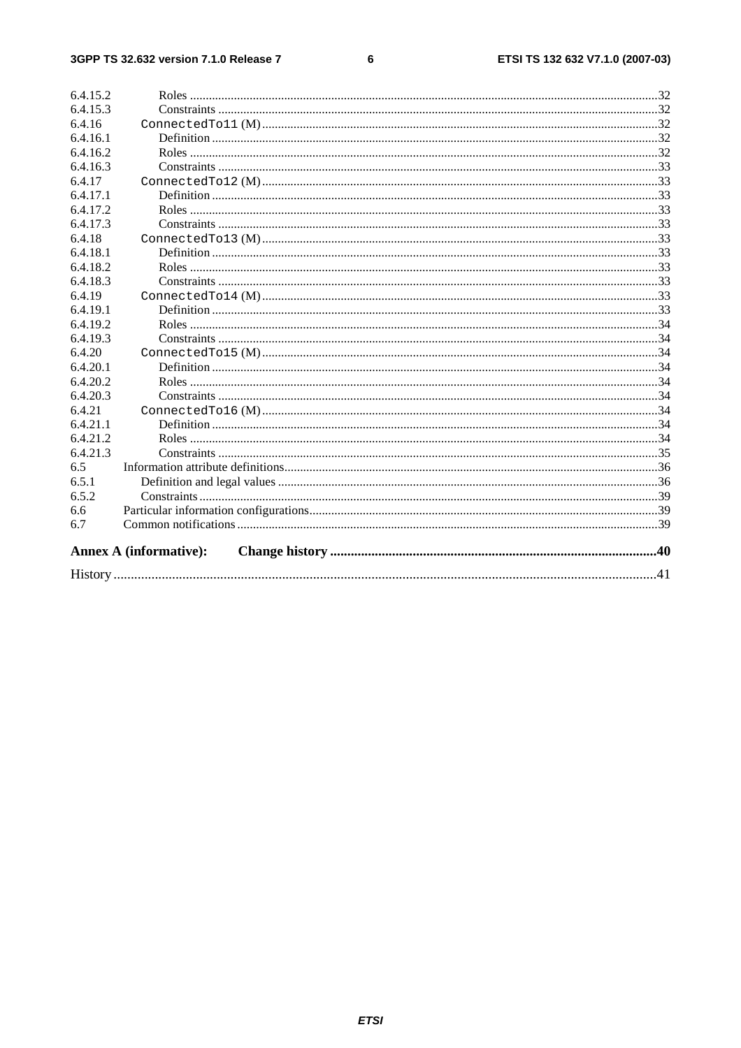6.4.15.2 Roles .....32
6.4.15.3 Constraints .....32
6.4.16 ConnectedTo11 (M).....32
6.4.16.1 Definition .....32
6.4.16.2 Roles .....32
6.4.16.3 Constraints .....33
6.4.17 ConnectedTo12 (M).....33
6.4.17.1 Definition .....33
6.4.17.2 Roles .....33
6.4.17.3 Constraints .....33
6.4.18 ConnectedTo13 (M).....33
6.4.18.1 Definition .....33
6.4.18.2 Roles .....33
6.4.18.3 Constraints .....33
6.4.19 ConnectedTo14 (M).....33
6.4.19.1 Definition .....33
6.4.19.2 Roles .....34
6.4.19.3 Constraints .....34
6.4.20 ConnectedTo15 (M).....34
6.4.20.1 Definition .....34
6.4.20.2 Roles .....34
6.4.20.3 Constraints .....34
6.4.21 ConnectedTo16 (M).....34
6.4.21.1 Definition .....34
6.4.21.2 Roles .....34
6.4.21.3 Constraints .....35
6.5 Information attribute definitions.....36
6.5.1 Definition and legal values .....36
6.5.2 Constraints.....39
6.6 Particular information configurations.....39
6.7 Common notifications.....39

**Annex A (informative): Change history .....40**

History .....41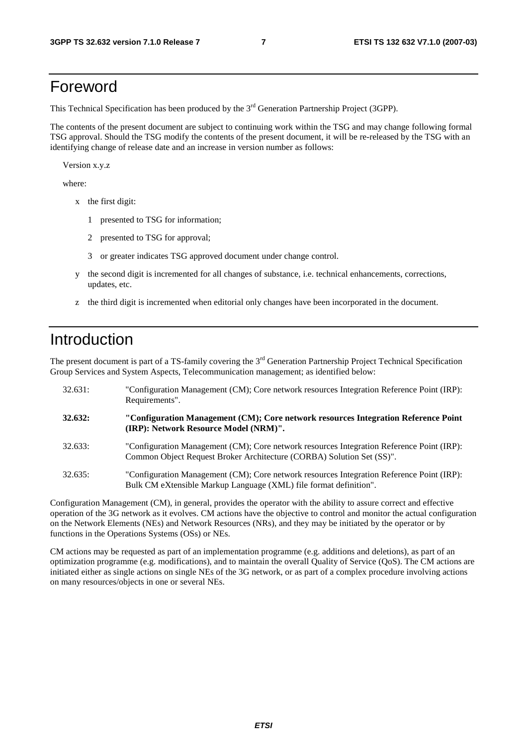# Foreword

This Technical Specification has been produced by the 3rd Generation Partnership Project (3GPP).

The contents of the present document are subject to continuing work within the TSG and may change following formal TSG approval. Should the TSG modify the contents of the present document, it will be re-released by the TSG with an identifying change of release date and an increase in version number as follows:

Version x.y.z

where:

- x the first digit:
  - 1 presented to TSG for information;
  - 2 presented to TSG for approval;
  - 3 or greater indicates TSG approved document under change control.
- y the second digit is incremented for all changes of substance, i.e. technical enhancements, corrections, updates, etc.
- z the third digit is incremented when editorial only changes have been incorporated in the document.

# Introduction

The present document is part of a TS-family covering the 3rd Generation Partnership Project Technical Specification Group Services and System Aspects, Telecommunication management; as identified below:

32.631: "Configuration Management (CM); Core network resources Integration Reference Point (IRP): Requirements".

**32.632: "Configuration Management (CM); Core network resources Integration Reference Point (IRP): Network Resource Model (NRM)".**

32.633: "Configuration Management (CM); Core network resources Integration Reference Point (IRP): Common Object Request Broker Architecture (CORBA) Solution Set (SS)".

32.635: "Configuration Management (CM); Core network resources Integration Reference Point (IRP): Bulk CM eXtensible Markup Language (XML) file format definition".

Configuration Management (CM), in general, provides the operator with the ability to assure correct and effective operation of the 3G network as it evolves. CM actions have the objective to control and monitor the actual configuration on the Network Elements (NEs) and Network Resources (NRs), and they may be initiated by the operator or by functions in the Operations Systems (OSs) or NEs.

CM actions may be requested as part of an implementation programme (e.g. additions and deletions), as part of an optimization programme (e.g. modifications), and to maintain the overall Quality of Service (QoS). The CM actions are initiated either as single actions on single NEs of the 3G network, or as part of a complex procedure involving actions on many resources/objects in one or several NEs.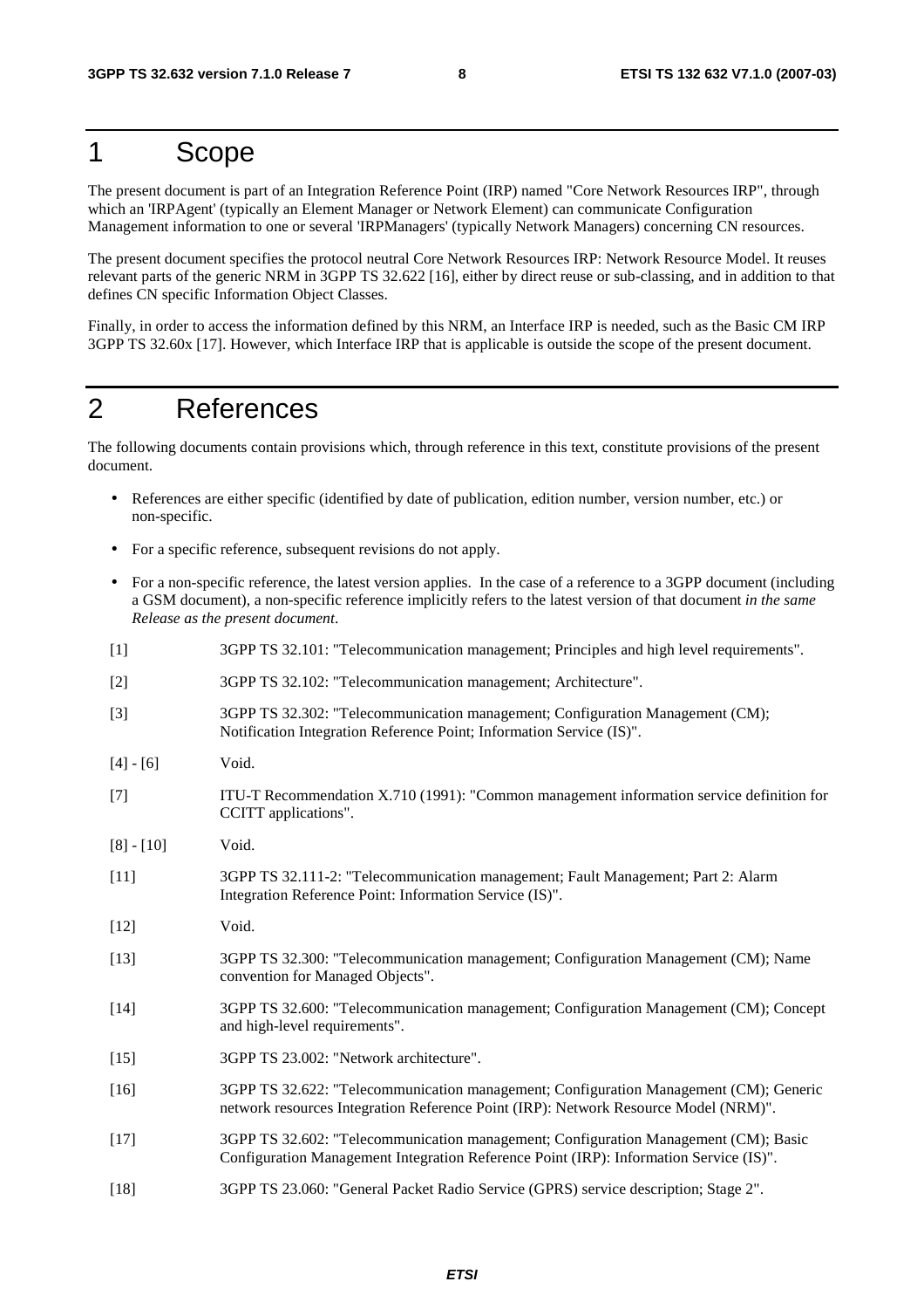# 1 Scope

The present document is part of an Integration Reference Point (IRP) named "Core Network Resources IRP", through which an 'IRPAgent' (typically an Element Manager or Network Element) can communicate Configuration Management information to one or several 'IRPManagers' (typically Network Managers) concerning CN resources.

The present document specifies the protocol neutral Core Network Resources IRP: Network Resource Model. It reuses relevant parts of the generic NRM in 3GPP TS 32.622 [16], either by direct reuse or sub-classing, and in addition to that defines CN specific Information Object Classes.

Finally, in order to access the information defined by this NRM, an Interface IRP is needed, such as the Basic CM IRP 3GPP TS 32.60x [17]. However, which Interface IRP that is applicable is outside the scope of the present document.

# 2 References

The following documents contain provisions which, through reference in this text, constitute provisions of the present document.

- References are either specific (identified by date of publication, edition number, version number, etc.) or non-specific.
- For a specific reference, subsequent revisions do not apply.
- For a non-specific reference, the latest version applies. In the case of a reference to a 3GPP document (including a GSM document), a non-specific reference implicitly refers to the latest version of that document *in the same Release as the present document*.

[1] 3GPP TS 32.101: "Telecommunication management; Principles and high level requirements".

[2] 3GPP TS 32.102: "Telecommunication management; Architecture".

[3] 3GPP TS 32.302: "Telecommunication management; Configuration Management (CM); Notification Integration Reference Point; Information Service (IS)".

[4] - [6] Void.

[7] ITU-T Recommendation X.710 (1991): "Common management information service definition for CCITT applications".

[8] - [10] Void.

[11] 3GPP TS 32.111-2: "Telecommunication management; Fault Management; Part 2: Alarm Integration Reference Point: Information Service (IS)".

[12] Void.

[13] 3GPP TS 32.300: "Telecommunication management; Configuration Management (CM); Name convention for Managed Objects".

[14] 3GPP TS 32.600: "Telecommunication management; Configuration Management (CM); Concept and high-level requirements".

[15] 3GPP TS 23.002: "Network architecture".

[16] 3GPP TS 32.622: "Telecommunication management; Configuration Management (CM); Generic network resources Integration Reference Point (IRP): Network Resource Model (NRM)".

[17] 3GPP TS 32.602: "Telecommunication management; Configuration Management (CM); Basic Configuration Management Integration Reference Point (IRP): Information Service (IS)".

[18] 3GPP TS 23.060: "General Packet Radio Service (GPRS) service description; Stage 2".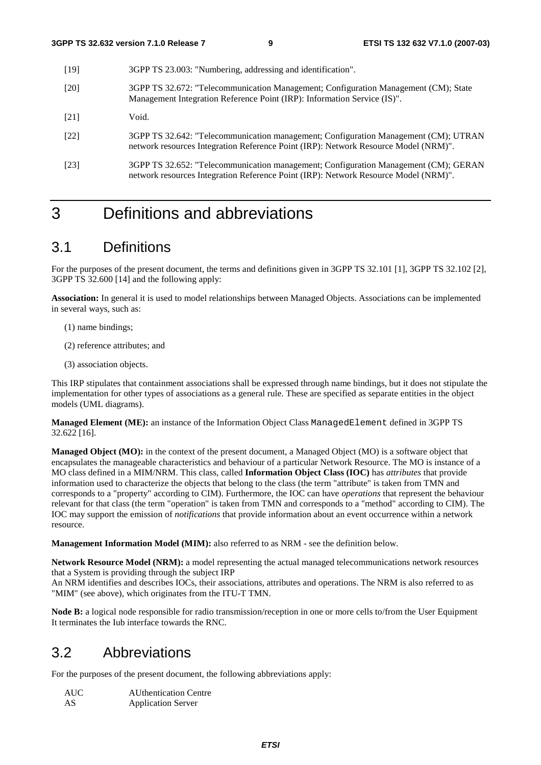[19] 3GPP TS 23.003: "Numbering, addressing and identification".

[20] 3GPP TS 32.672: "Telecommunication Management; Configuration Management (CM); State Management Integration Reference Point (IRP): Information Service (IS)".

[21] Void.

[22] 3GPP TS 32.642: "Telecommunication management; Configuration Management (CM); UTRAN network resources Integration Reference Point (IRP): Network Resource Model (NRM)".

[23] 3GPP TS 32.652: "Telecommunication management; Configuration Management (CM); GERAN network resources Integration Reference Point (IRP): Network Resource Model (NRM)".

# 3 Definitions and abbreviations

## 3.1 Definitions

For the purposes of the present document, the terms and definitions given in 3GPP TS 32.101 [1], 3GPP TS 32.102 [2], 3GPP TS 32.600 [14] and the following apply:

**Association:** In general it is used to model relationships between Managed Objects. Associations can be implemented in several ways, such as:

(1) name bindings;

(2) reference attributes; and

(3) association objects.

This IRP stipulates that containment associations shall be expressed through name bindings, but it does not stipulate the implementation for other types of associations as a general rule. These are specified as separate entities in the object models (UML diagrams).

**Managed Element (ME):** an instance of the Information Object Class `ManagedElement` defined in 3GPP TS 32.622 [16].

**Managed Object (MO):** in the context of the present document, a Managed Object (MO) is a software object that encapsulates the manageable characteristics and behaviour of a particular Network Resource. The MO is instance of a MO class defined in a MIM/NRM. This class, called **Information Object Class (IOC)** has *attributes* that provide information used to characterize the objects that belong to the class (the term "attribute" is taken from TMN and corresponds to a "property" according to CIM). Furthermore, the IOC can have *operations* that represent the behaviour relevant for that class (the term "operation" is taken from TMN and corresponds to a "method" according to CIM). The IOC may support the emission of *notifications* that provide information about an event occurrence within a network resource.

**Management Information Model (MIM):** also referred to as NRM - see the definition below.

**Network Resource Model (NRM):** a model representing the actual managed telecommunications network resources that a System is providing through the subject IRP
An NRM identifies and describes IOCs, their associations, attributes and operations. The NRM is also referred to as "MIM" (see above), which originates from the ITU-T TMN.

**Node B:** a logical node responsible for radio transmission/reception in one or more cells to/from the User Equipment
It terminates the Iub interface towards the RNC.

## 3.2 Abbreviations

For the purposes of the present document, the following abbreviations apply:

AUC AUthentication Centre
AS Application Server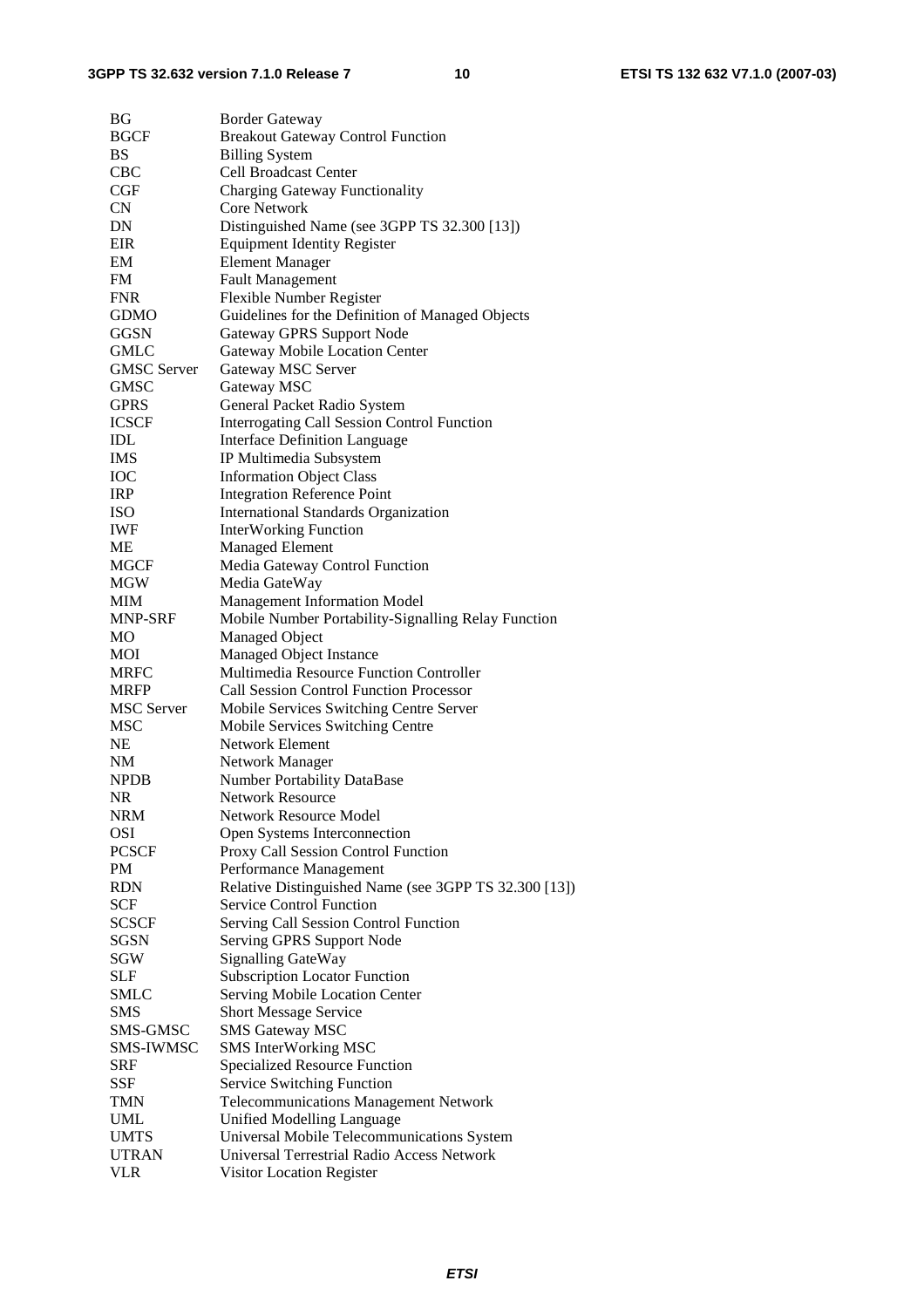| | |
|---|---|
| BG | Border Gateway |
| BGCF | Breakout Gateway Control Function |
| BS | Billing System |
| CBC | Cell Broadcast Center |
| CGF | Charging Gateway Functionality |
| CN | Core Network |
| DN | Distinguished Name (see 3GPP TS 32.300 [13]) |
| EIR | Equipment Identity Register |
| EM | Element Manager |
| FM | Fault Management |
| FNR | Flexible Number Register |
| GDMO | Guidelines for the Definition of Managed Objects |
| GGSN | Gateway GPRS Support Node |
| GMLC | Gateway Mobile Location Center |
| GMSC Server | Gateway MSC Server |
| GMSC | Gateway MSC |
| GPRS | General Packet Radio System |
| ICSCF | Interrogating Call Session Control Function |
| IDL | Interface Definition Language |
| IMS | IP Multimedia Subsystem |
| IOC | Information Object Class |
| IRP | Integration Reference Point |
| ISO | International Standards Organization |
| IWF | InterWorking Function |
| ME | Managed Element |
| MGCF | Media Gateway Control Function |
| MGW | Media GateWay |
| MIM | Management Information Model |
| MNP-SRF | Mobile Number Portability-Signalling Relay Function |
| MO | Managed Object |
| MOI | Managed Object Instance |
| MRFC | Multimedia Resource Function Controller |
| MRFP | Call Session Control Function Processor |
| MSC Server | Mobile Services Switching Centre Server |
| MSC | Mobile Services Switching Centre |
| NE | Network Element |
| NM | Network Manager |
| NPDB | Number Portability DataBase |
| NR | Network Resource |
| NRM | Network Resource Model |
| OSI | Open Systems Interconnection |
| PCSCF | Proxy Call Session Control Function |
| PM | Performance Management |
| RDN | Relative Distinguished Name (see 3GPP TS 32.300 [13]) |
| SCF | Service Control Function |
| SCSCF | Serving Call Session Control Function |
| SGSN | Serving GPRS Support Node |
| SGW | Signalling GateWay |
| SLF | Subscription Locator Function |
| SMLC | Serving Mobile Location Center |
| SMS | Short Message Service |
| SMS-GMSC | SMS Gateway MSC |
| SMS-IWMSC | SMS InterWorking MSC |
| SRF | Specialized Resource Function |
| SSF | Service Switching Function |
| TMN | Telecommunications Management Network |
| UML | Unified Modelling Language |
| UMTS | Universal Mobile Telecommunications System |
| UTRAN | Universal Terrestrial Radio Access Network |
| VLR | Visitor Location Register |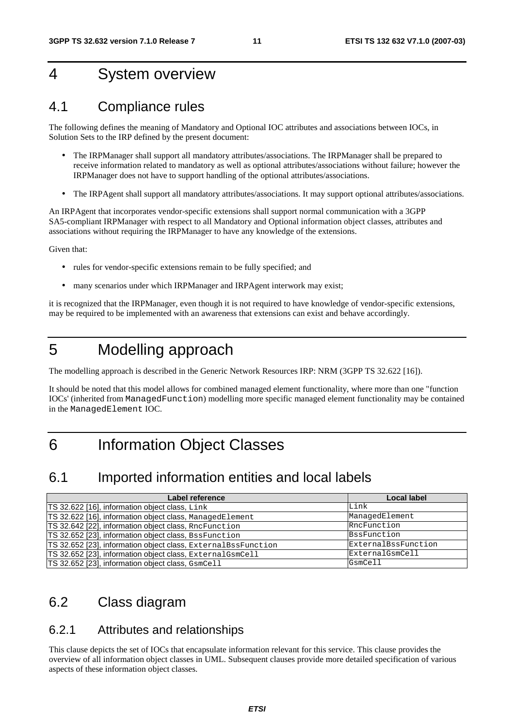# 4 System overview

## 4.1 Compliance rules

The following defines the meaning of Mandatory and Optional IOC attributes and associations between IOCs, in Solution Sets to the IRP defined by the present document:

- The IRPManager shall support all mandatory attributes/associations. The IRPManager shall be prepared to receive information related to mandatory as well as optional attributes/associations without failure; however the IRPManager does not have to support handling of the optional attributes/associations.
- The IRPAgent shall support all mandatory attributes/associations. It may support optional attributes/associations.

An IRPAgent that incorporates vendor-specific extensions shall support normal communication with a 3GPP SA5-compliant IRPManager with respect to all Mandatory and Optional information object classes, attributes and associations without requiring the IRPManager to have any knowledge of the extensions.

Given that:

- rules for vendor-specific extensions remain to be fully specified; and
- many scenarios under which IRPManager and IRPAgent interwork may exist;

it is recognized that the IRPManager, even though it is not required to have knowledge of vendor-specific extensions, may be required to be implemented with an awareness that extensions can exist and behave accordingly.

# 5 Modelling approach

The modelling approach is described in the Generic Network Resources IRP: NRM (3GPP TS 32.622 [16]).

It should be noted that this model allows for combined managed element functionality, where more than one "function IOCs' (inherited from `ManagedFunction`) modelling more specific managed element functionality may be contained in the `ManagedElement` IOC.

# 6 Information Object Classes

## 6.1 Imported information entities and local labels

| Label reference | Local label |
|---|---|
| TS 32.622 [16], information object class, `Link` | `Link` |
| TS 32.622 [16], information object class, `ManagedElement` | `ManagedElement` |
| TS 32.642 [22], information object class, `RncFunction` | `RncFunction` |
| TS 32.652 [23], information object class, `BssFunction` | `BssFunction` |
| TS 32.652 [23], information object class, `ExternalBssFunction` | `ExternalBssFunction` |
| TS 32.652 [23], information object class, `ExternalGsmCell` | `ExternalGsmCell` |
| TS 32.652 [23], information object class, `GsmCell` | `GsmCell` |

## 6.2 Class diagram

### 6.2.1 Attributes and relationships

This clause depicts the set of IOCs that encapsulate information relevant for this service. This clause provides the overview of all information object classes in UML. Subsequent clauses provide more detailed specification of various aspects of these information object classes.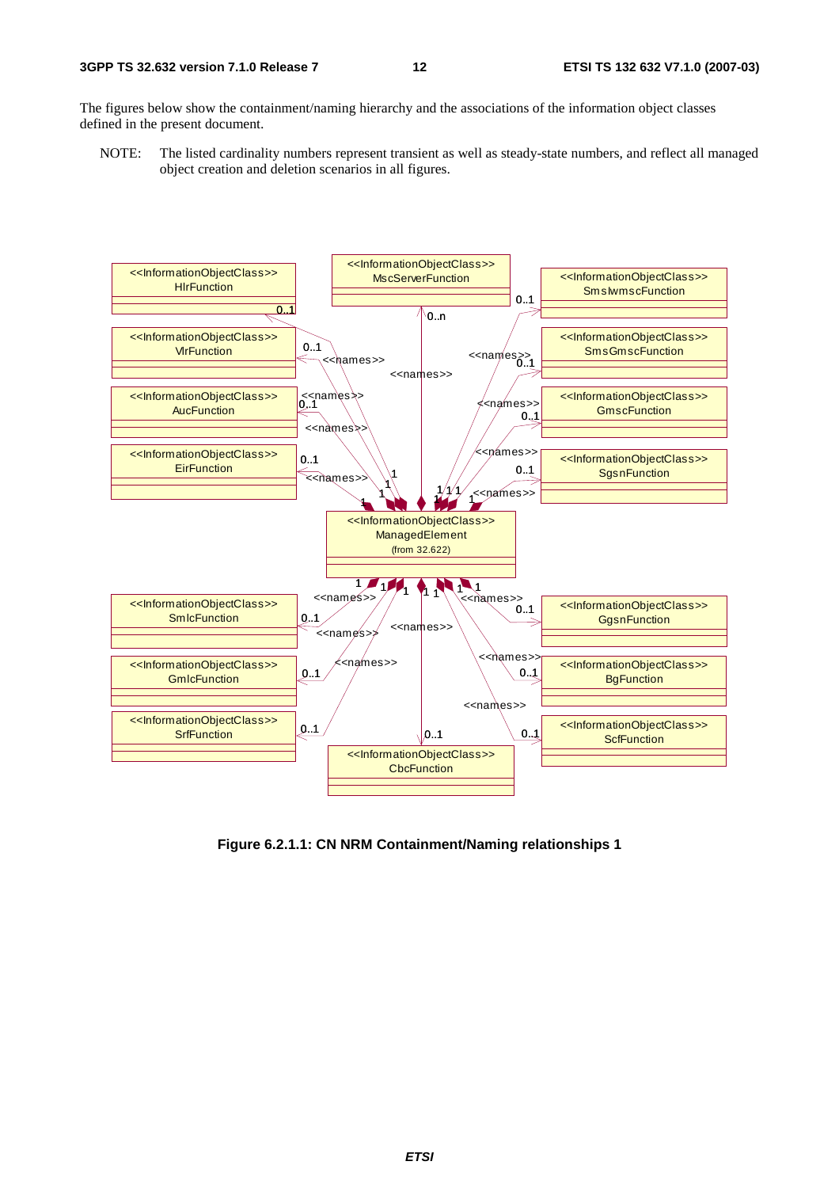The figures below show the containment/naming hierarchy and the associations of the information object classes defined in the present document.

NOTE: The listed cardinality numbers represent transient as well as steady-state numbers, and reflect all managed object creation and deletion scenarios in all figures.

Figure 6.2.1.1: CN NRM Containment/Naming relationships 1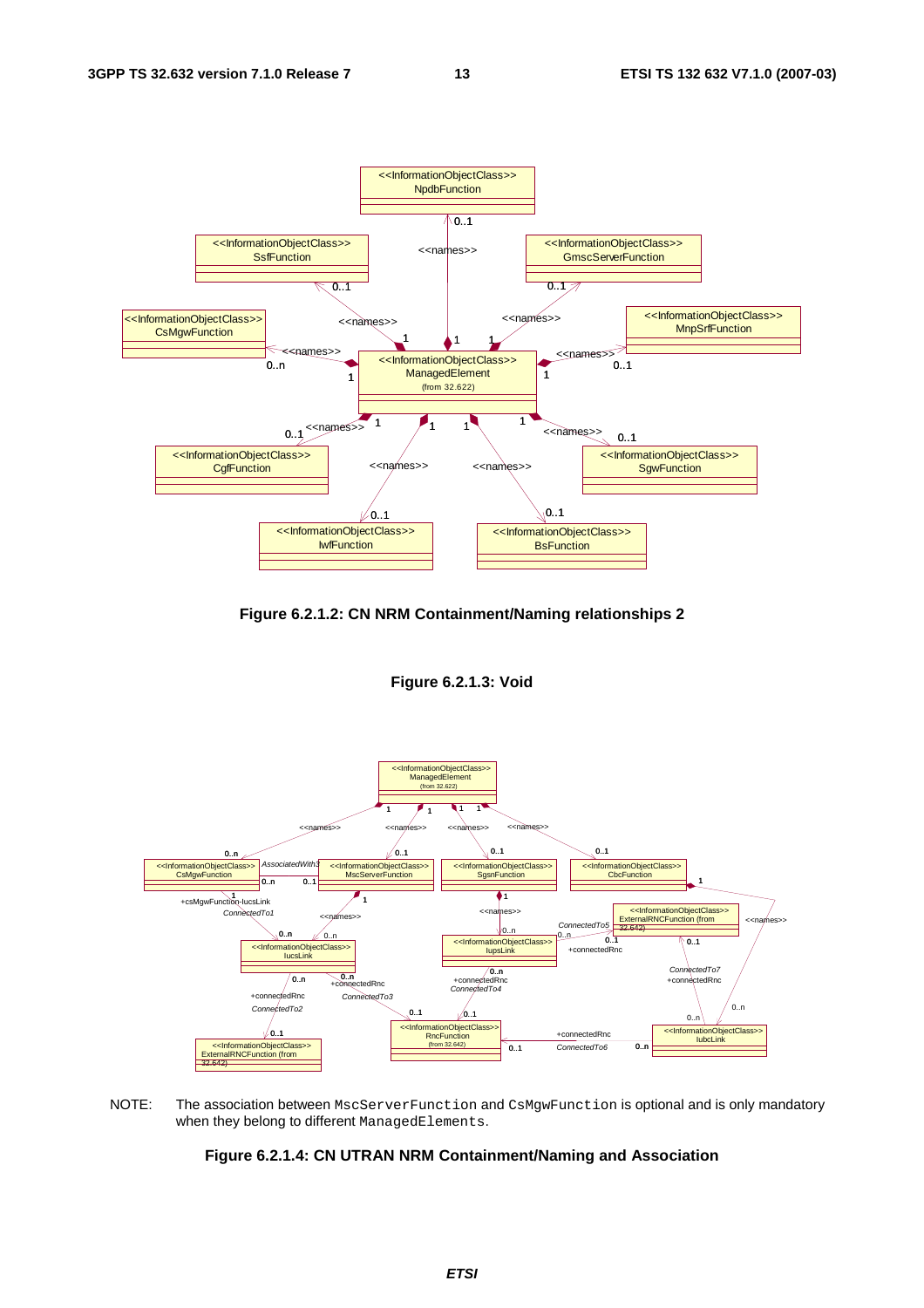Figure 6.2.1.2: CN NRM Containment/Naming relationships 2

Figure 6.2.1.3: Void

NOTE: The association between `MscServerFunction` and `CsMgwFunction` is optional and is only mandatory when they belong to different `ManagedElements`.

Figure 6.2.1.4: CN UTRAN NRM Containment/Naming and Association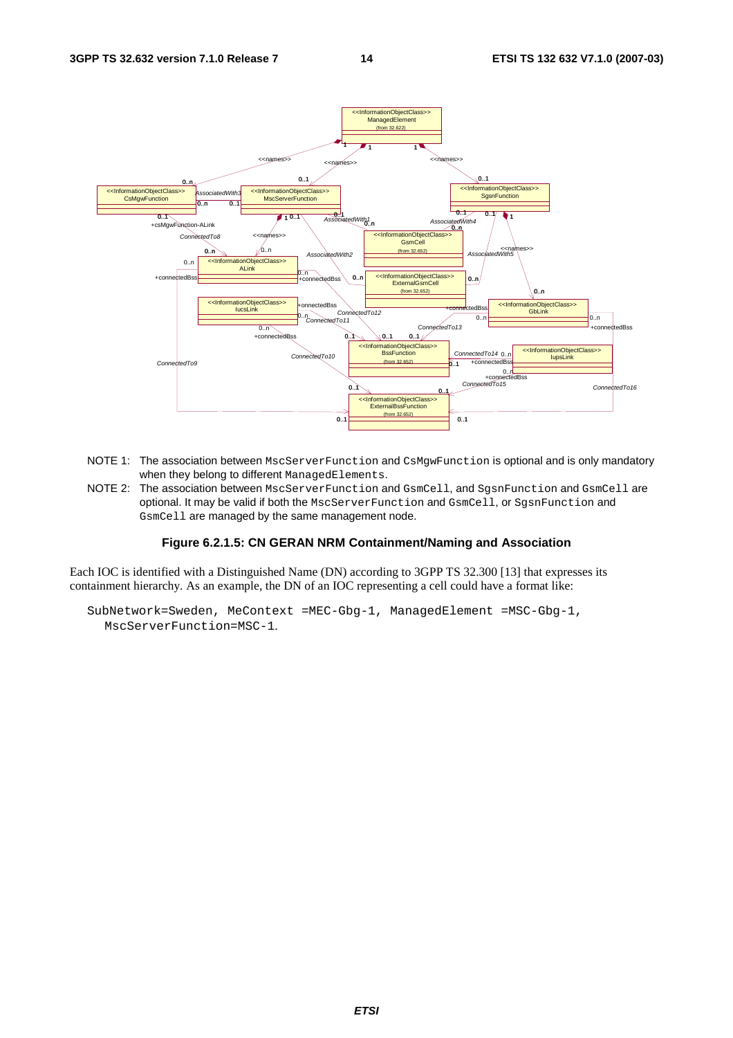NOTE 1: The association between `MscServerFunction` and `CsMgwFunction` is optional and is only mandatory when they belong to different `ManagedElements`.

NOTE 2: The association between `MscServerFunction` and `GsmCell`, and `SgsnFunction` and `GsmCell` are optional. It may be valid if both the `MscServerFunction` and `GsmCell`, or `SgsnFunction` and `GsmCell` are managed by the same management node.

**Figure 6.2.1.5: CN GERAN NRM Containment/Naming and Association**

Each IOC is identified with a Distinguished Name (DN) according to 3GPP TS 32.300 [13] that expresses its containment hierarchy. As an example, the DN of an IOC representing a cell could have a format like:

```
SubNetwork=Sweden, MeContext =MEC-Gbg-1, ManagedElement =MSC-Gbg-1,
  MscServerFunction=MSC-1.
```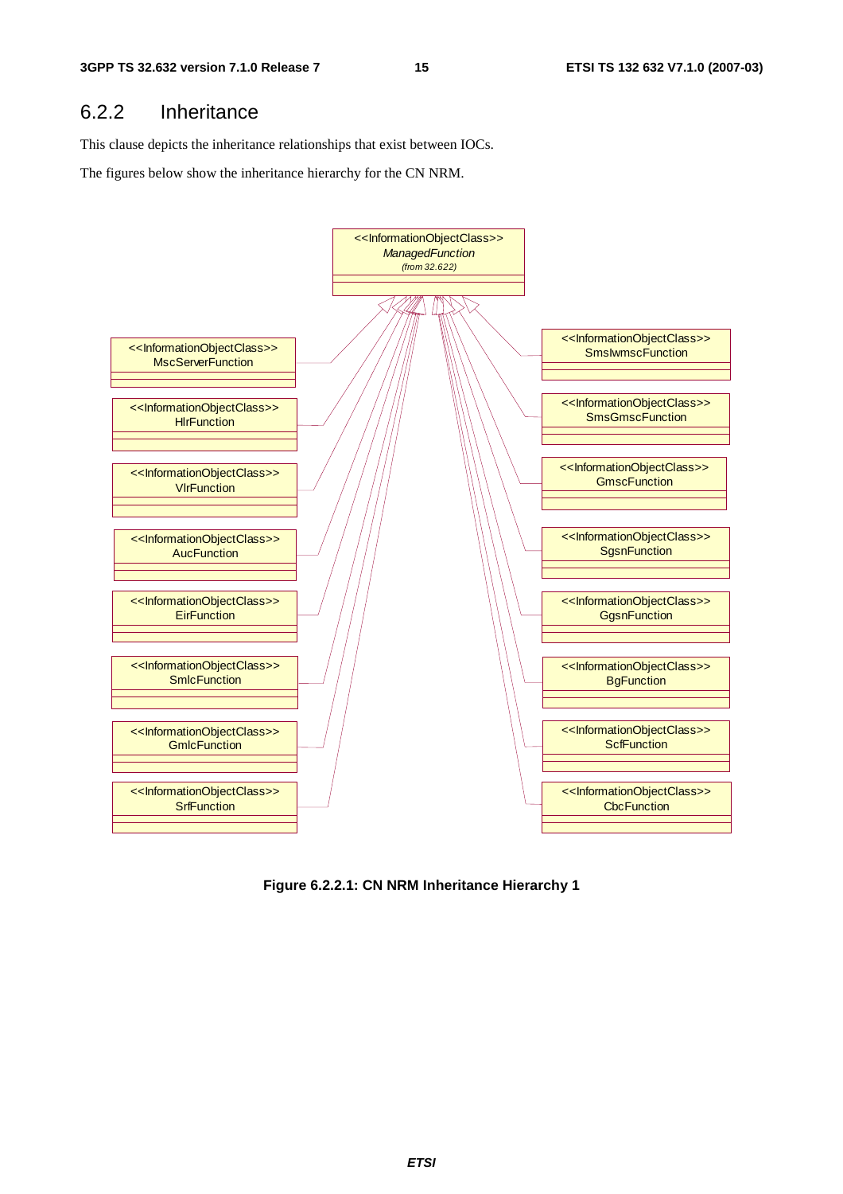## 6.2.2 Inheritance

This clause depicts the inheritance relationships that exist between IOCs.

The figures below show the inheritance hierarchy for the CN NRM.

**Figure 6.2.2.1: CN NRM Inheritance Hierarchy 1**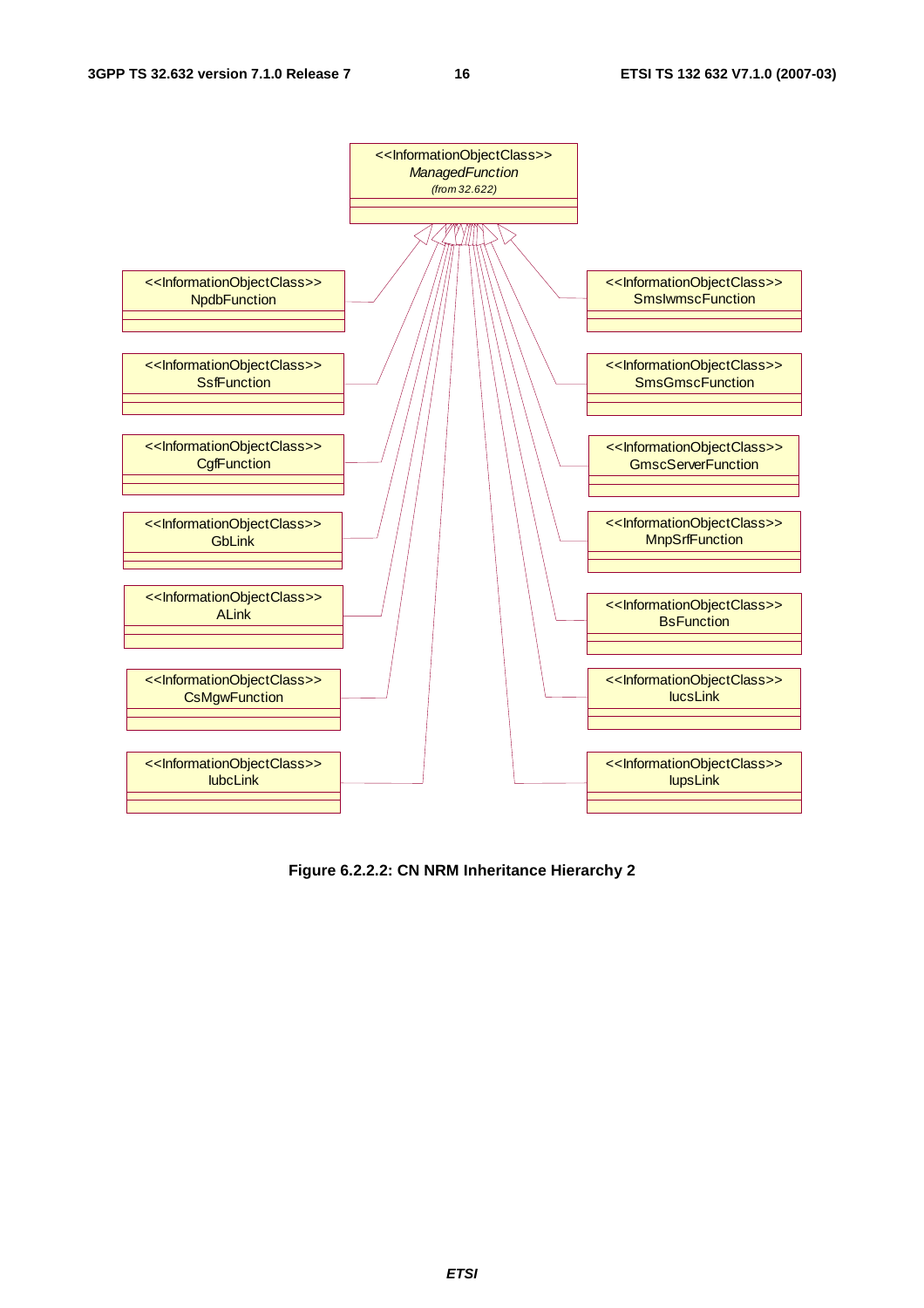<<InformationObjectClass>>
*ManagedFunction*
*(from 32.622)*

<<InformationObjectClass>>
NpdbFunction

<<InformationObjectClass>>
SsfFunction

<<InformationObjectClass>>
CgfFunction

<<InformationObjectClass>>
GbLink

<<InformationObjectClass>>
ALink

<<InformationObjectClass>>
CsMgwFunction

<<InformationObjectClass>>
IubcLink

<<InformationObjectClass>>
SmsIwmscFunction

<<InformationObjectClass>>
SmsGmscFunction

<<InformationObjectClass>>
GmscServerFunction

<<InformationObjectClass>>
MnpSrfFunction

<<InformationObjectClass>>
BsFunction

<<InformationObjectClass>>
IucsLink

<<InformationObjectClass>>
IupsLink

**Figure 6.2.2.2: CN NRM Inheritance Hierarchy 2**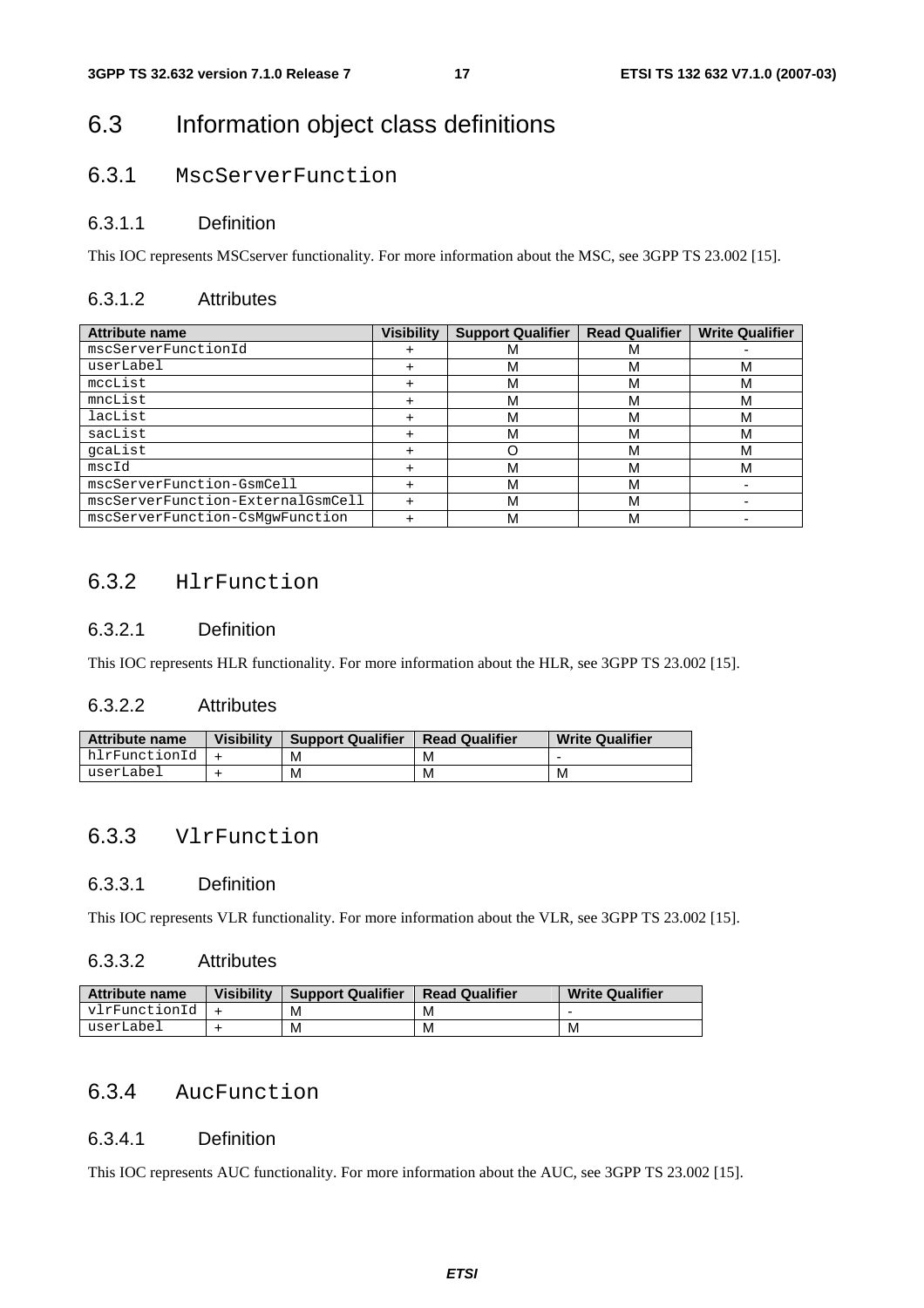## 6.3 Information object class definitions

### 6.3.1 MscServerFunction

#### 6.3.1.1 Definition

This IOC represents MSCserver functionality. For more information about the MSC, see 3GPP TS 23.002 [15].

#### 6.3.1.2 Attributes

| Attribute name | Visibility | Support Qualifier | Read Qualifier | Write Qualifier |
|---|---|---|---|---|
| mscServerFunctionId | + | M | M | - |
| userLabel | + | M | M | M |
| mccList | + | M | M | M |
| mncList | + | M | M | M |
| lacList | + | M | M | M |
| sacList | + | M | M | M |
| gcaList | + | O | M | M |
| mscId | + | M | M | M |
| mscServerFunction-GsmCell | + | M | M | - |
| mscServerFunction-ExternalGsmCell | + | M | M | - |
| mscServerFunction-CsMgwFunction | + | M | M | - |

### 6.3.2 HlrFunction

#### 6.3.2.1 Definition

This IOC represents HLR functionality. For more information about the HLR, see 3GPP TS 23.002 [15].

#### 6.3.2.2 Attributes

| Attribute name | Visibility | Support Qualifier | Read Qualifier | Write Qualifier |
|---|---|---|---|---|
| hlrFunctionId | + | M | M | - |
| userLabel | + | M | M | M |

### 6.3.3 VlrFunction

#### 6.3.3.1 Definition

This IOC represents VLR functionality. For more information about the VLR, see 3GPP TS 23.002 [15].

#### 6.3.3.2 Attributes

| Attribute name | Visibility | Support Qualifier | Read Qualifier | Write Qualifier |
|---|---|---|---|---|
| vlrFunctionId | + | M | M | - |
| userLabel | + | M | M | M |

### 6.3.4 AucFunction

#### 6.3.4.1 Definition

This IOC represents AUC functionality. For more information about the AUC, see 3GPP TS 23.002 [15].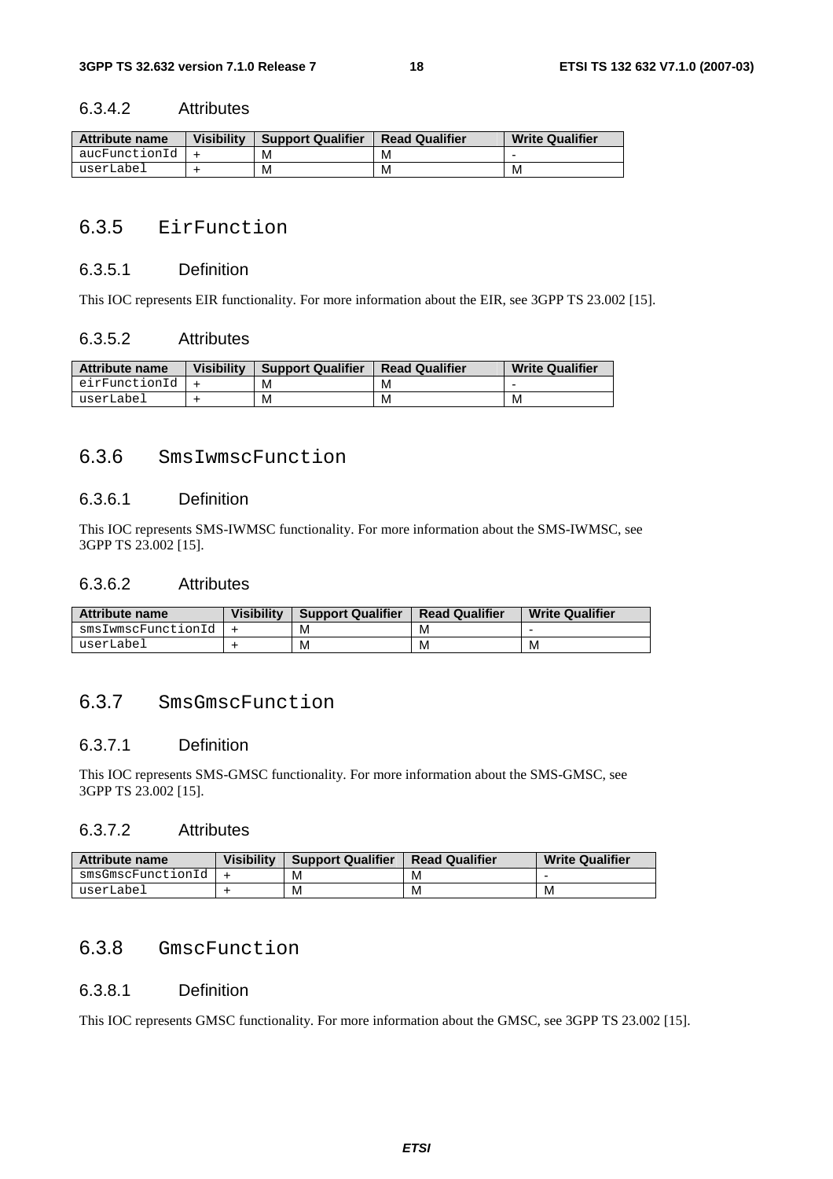#### 6.3.4.2 Attributes

| Attribute name | Visibility | Support Qualifier | Read Qualifier | Write Qualifier |
|---|---|---|---|---|
| aucFunctionId | + | M | M | - |
| userLabel | + | M | M | M |

### 6.3.5 EirFunction

#### 6.3.5.1 Definition

This IOC represents EIR functionality. For more information about the EIR, see 3GPP TS 23.002 [15].

#### 6.3.5.2 Attributes

| Attribute name | Visibility | Support Qualifier | Read Qualifier | Write Qualifier |
|---|---|---|---|---|
| eirFunctionId | + | M | M | - |
| userLabel | + | M | M | M |

### 6.3.6 SmsIwmscFunction

#### 6.3.6.1 Definition

This IOC represents SMS-IWMSC functionality. For more information about the SMS-IWMSC, see 3GPP TS 23.002 [15].

#### 6.3.6.2 Attributes

| Attribute name | Visibility | Support Qualifier | Read Qualifier | Write Qualifier |
|---|---|---|---|---|
| smsIwmscFunctionId | + | M | M | - |
| userLabel | + | M | M | M |

### 6.3.7 SmsGmscFunction

#### 6.3.7.1 Definition

This IOC represents SMS-GMSC functionality. For more information about the SMS-GMSC, see 3GPP TS 23.002 [15].

#### 6.3.7.2 Attributes

| Attribute name | Visibility | Support Qualifier | Read Qualifier | Write Qualifier |
|---|---|---|---|---|
| smsGmscFunctionId | + | M | M | - |
| userLabel | + | M | M | M |

### 6.3.8 GmscFunction

#### 6.3.8.1 Definition

This IOC represents GMSC functionality. For more information about the GMSC, see 3GPP TS 23.002 [15].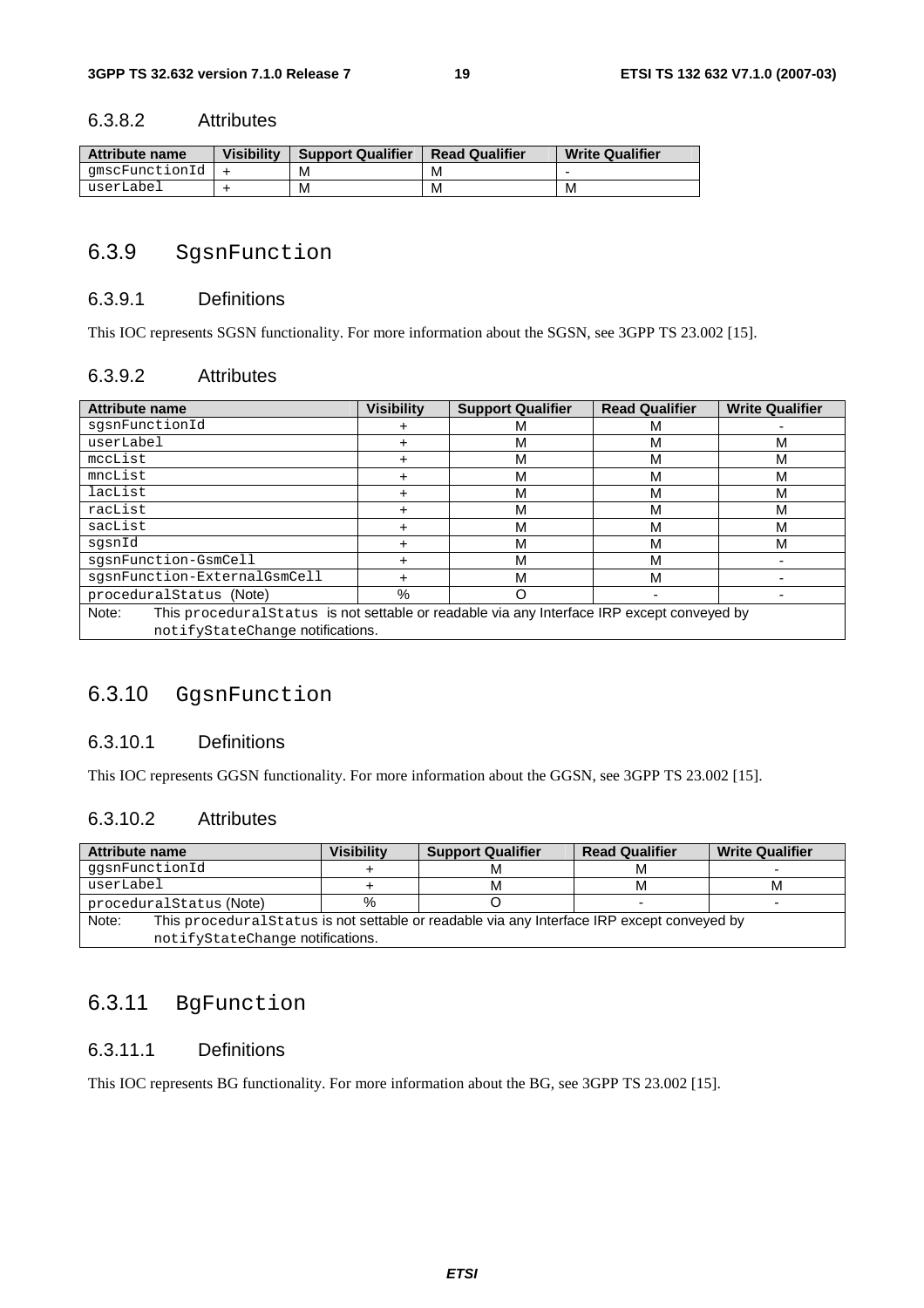### 6.3.8.2 Attributes

| Attribute name | Visibility | Support Qualifier | Read Qualifier | Write Qualifier |
|---|---|---|---|---|
| gmscFunctionId | + | M | M | - |
| userLabel | + | M | M | M |

## 6.3.9 SgsnFunction

### 6.3.9.1 Definitions

This IOC represents SGSN functionality. For more information about the SGSN, see 3GPP TS 23.002 [15].

### 6.3.9.2 Attributes

| Attribute name | Visibility | Support Qualifier | Read Qualifier | Write Qualifier |
|---|---|---|---|---|
| sgsnFunctionId | + | M | M | - |
| userLabel | + | M | M | M |
| mccList | + | M | M | M |
| mncList | + | M | M | M |
| lacList | + | M | M | M |
| racList | + | M | M | M |
| sacList | + | M | M | M |
| sgsnId | + | M | M | M |
| sgsnFunction-GsmCell | + | M | M | - |
| sgsnFunction-ExternalGsmCell | + | M | M | - |
| proceduralStatus (Note) | % | O | - | - |
| Note: This proceduralStatus is not settable or readable via any Interface IRP except conveyed by notifyStateChange notifications. | | | | |

## 6.3.10 GgsnFunction

### 6.3.10.1 Definitions

This IOC represents GGSN functionality. For more information about the GGSN, see 3GPP TS 23.002 [15].

### 6.3.10.2 Attributes

| Attribute name | Visibility | Support Qualifier | Read Qualifier | Write Qualifier |
|---|---|---|---|---|
| ggsnFunctionId | + | M | M | - |
| userLabel | + | M | M | M |
| proceduralStatus (Note) | % | O | - | - |
| Note: This proceduralStatus is not settable or readable via any Interface IRP except conveyed by notifyStateChange notifications. | | | | |

## 6.3.11 BgFunction

### 6.3.11.1 Definitions

This IOC represents BG functionality. For more information about the BG, see 3GPP TS 23.002 [15].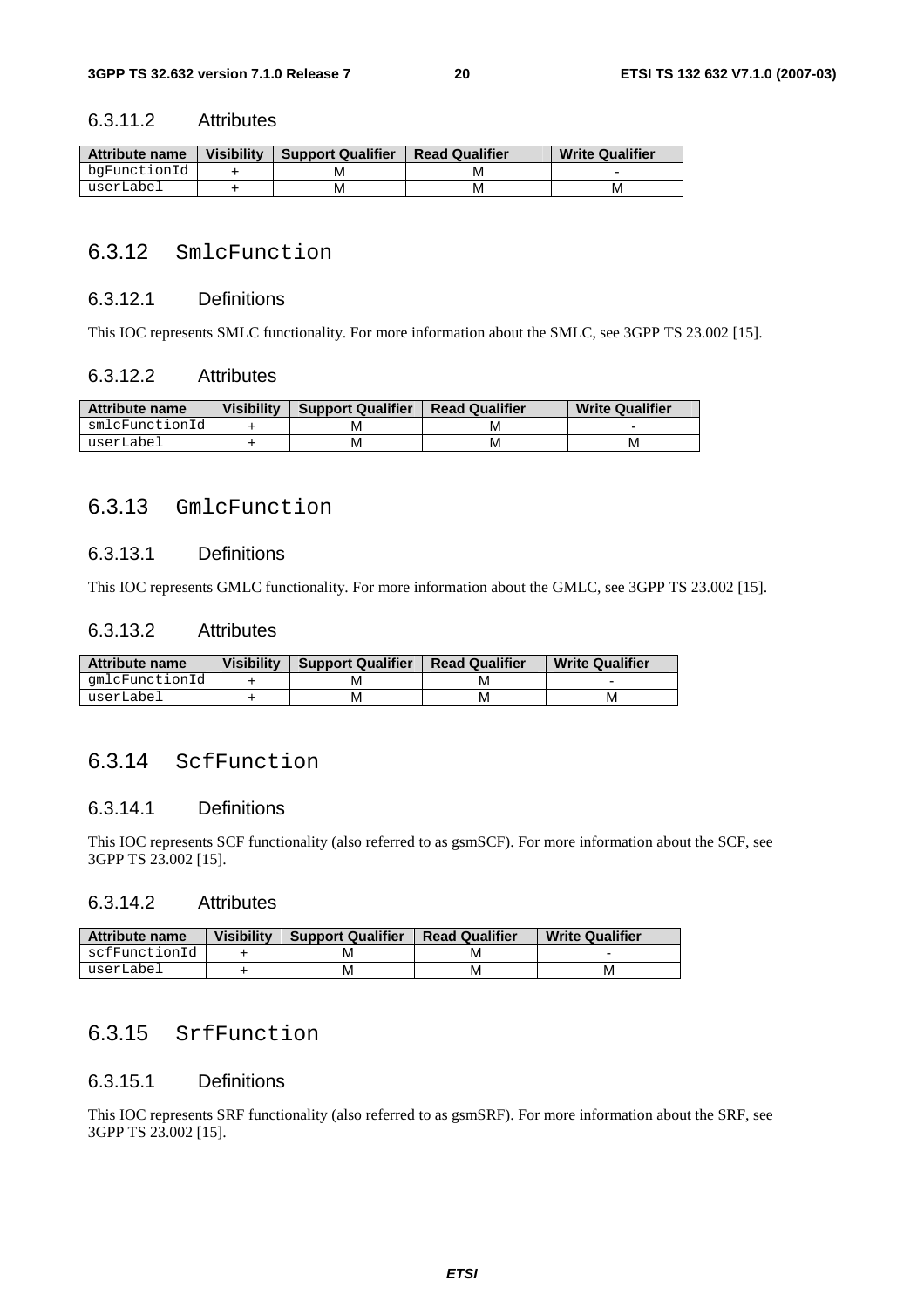#### 6.3.11.2 Attributes

| Attribute name | Visibility | Support Qualifier | Read Qualifier | Write Qualifier |
|---|---|---|---|---|
| bgFunctionId | + | M | M | - |
| userLabel | + | M | M | M |

### 6.3.12 SmlcFunction

#### 6.3.12.1 Definitions

This IOC represents SMLC functionality. For more information about the SMLC, see 3GPP TS 23.002 [15].

#### 6.3.12.2 Attributes

| Attribute name | Visibility | Support Qualifier | Read Qualifier | Write Qualifier |
|---|---|---|---|---|
| smlcFunctionId | + | M | M | - |
| userLabel | + | M | M | M |

### 6.3.13 GmlcFunction

#### 6.3.13.1 Definitions

This IOC represents GMLC functionality. For more information about the GMLC, see 3GPP TS 23.002 [15].

#### 6.3.13.2 Attributes

| Attribute name | Visibility | Support Qualifier | Read Qualifier | Write Qualifier |
|---|---|---|---|---|
| gmlcFunctionId | + | M | M | - |
| userLabel | + | M | M | M |

### 6.3.14 ScfFunction

#### 6.3.14.1 Definitions

This IOC represents SCF functionality (also referred to as gsmSCF). For more information about the SCF, see 3GPP TS 23.002 [15].

#### 6.3.14.2 Attributes

| Attribute name | Visibility | Support Qualifier | Read Qualifier | Write Qualifier |
|---|---|---|---|---|
| scfFunctionId | + | M | M | - |
| userLabel | + | M | M | M |

### 6.3.15 SrfFunction

#### 6.3.15.1 Definitions

This IOC represents SRF functionality (also referred to as gsmSRF). For more information about the SRF, see 3GPP TS 23.002 [15].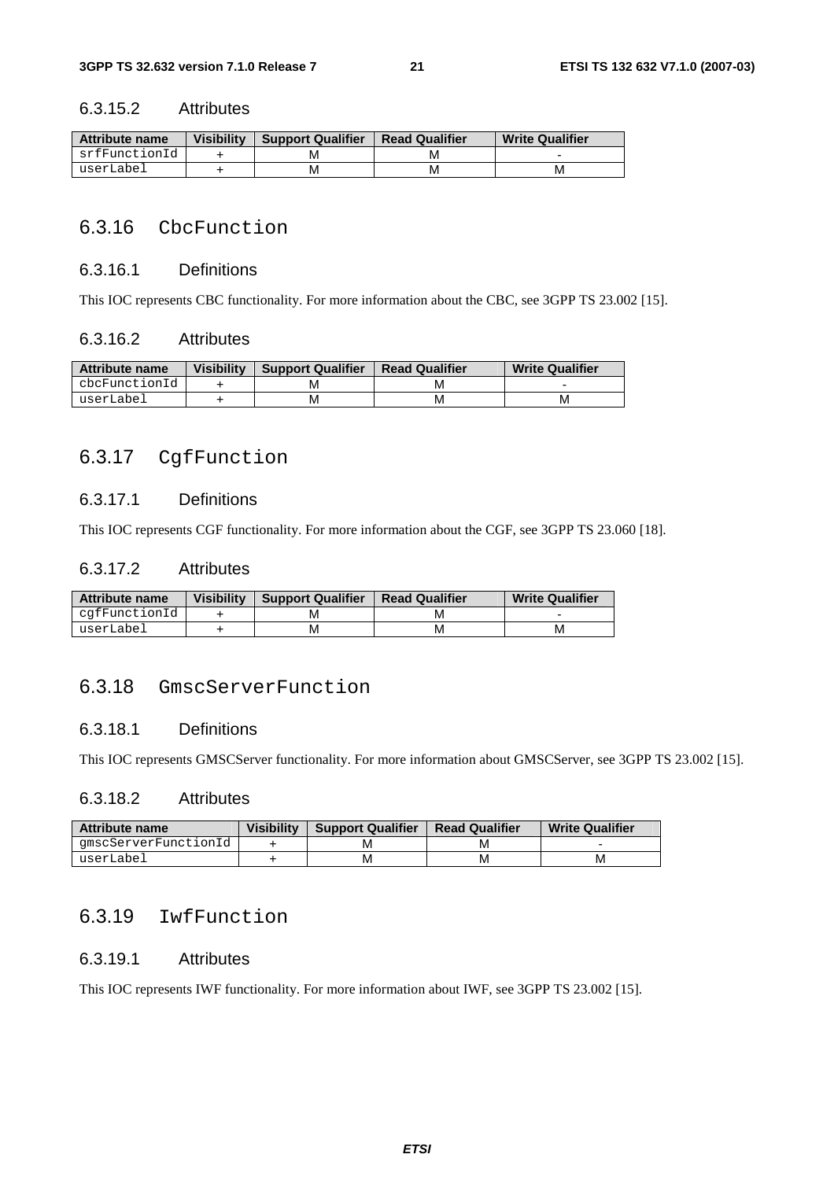#### 6.3.15.2 Attributes

| Attribute name | Visibility | Support Qualifier | Read Qualifier | Write Qualifier |
|---|---|---|---|---|
| srfFunctionId | + | M | M | - |
| userLabel | + | M | M | M |

### 6.3.16 CbcFunction

#### 6.3.16.1 Definitions

This IOC represents CBC functionality. For more information about the CBC, see 3GPP TS 23.002 [15].

#### 6.3.16.2 Attributes

| Attribute name | Visibility | Support Qualifier | Read Qualifier | Write Qualifier |
|---|---|---|---|---|
| cbcFunctionId | + | M | M | - |
| userLabel | + | M | M | M |

### 6.3.17 CgfFunction

#### 6.3.17.1 Definitions

This IOC represents CGF functionality. For more information about the CGF, see 3GPP TS 23.060 [18].

#### 6.3.17.2 Attributes

| Attribute name | Visibility | Support Qualifier | Read Qualifier | Write Qualifier |
|---|---|---|---|---|
| cgfFunctionId | + | M | M | - |
| userLabel | + | M | M | M |

### 6.3.18 GmscServerFunction

#### 6.3.18.1 Definitions

This IOC represents GMSCServer functionality. For more information about GMSCServer, see 3GPP TS 23.002 [15].

#### 6.3.18.2 Attributes

| Attribute name | Visibility | Support Qualifier | Read Qualifier | Write Qualifier |
|---|---|---|---|---|
| gmscServerFunctionId | + | M | M | - |
| userLabel | + | M | M | M |

### 6.3.19 IwfFunction

#### 6.3.19.1 Attributes

This IOC represents IWF functionality. For more information about IWF, see 3GPP TS 23.002 [15].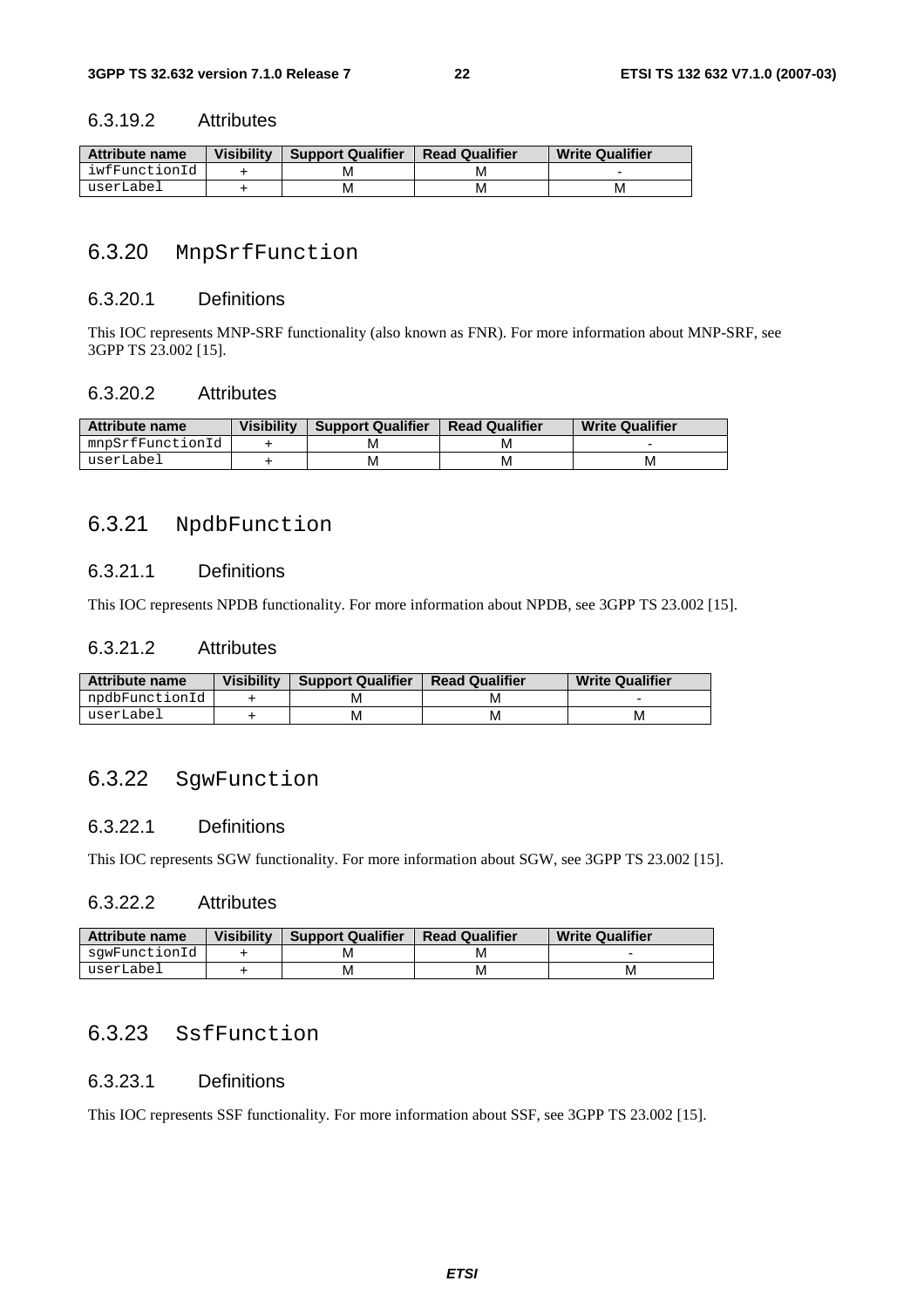#### 6.3.19.2 Attributes

| Attribute name | Visibility | Support Qualifier | Read Qualifier | Write Qualifier |
|---|---|---|---|---|
| iwfFunctionId | + | M | M | - |
| userLabel | + | M | M | M |

### 6.3.20 MnpSrfFunction

#### 6.3.20.1 Definitions

This IOC represents MNP-SRF functionality (also known as FNR). For more information about MNP-SRF, see 3GPP TS 23.002 [15].

#### 6.3.20.2 Attributes

| Attribute name | Visibility | Support Qualifier | Read Qualifier | Write Qualifier |
|---|---|---|---|---|
| mnpSrfFunctionId | + | M | M | - |
| userLabel | + | M | M | M |

### 6.3.21 NpdbFunction

#### 6.3.21.1 Definitions

This IOC represents NPDB functionality. For more information about NPDB, see 3GPP TS 23.002 [15].

#### 6.3.21.2 Attributes

| Attribute name | Visibility | Support Qualifier | Read Qualifier | Write Qualifier |
|---|---|---|---|---|
| npdbFunctionId | + | M | M | - |
| userLabel | + | M | M | M |

### 6.3.22 SgwFunction

#### 6.3.22.1 Definitions

This IOC represents SGW functionality. For more information about SGW, see 3GPP TS 23.002 [15].

#### 6.3.22.2 Attributes

| Attribute name | Visibility | Support Qualifier | Read Qualifier | Write Qualifier |
|---|---|---|---|---|
| sgwFunctionId | + | M | M | - |
| userLabel | + | M | M | M |

### 6.3.23 SsfFunction

#### 6.3.23.1 Definitions

This IOC represents SSF functionality. For more information about SSF, see 3GPP TS 23.002 [15].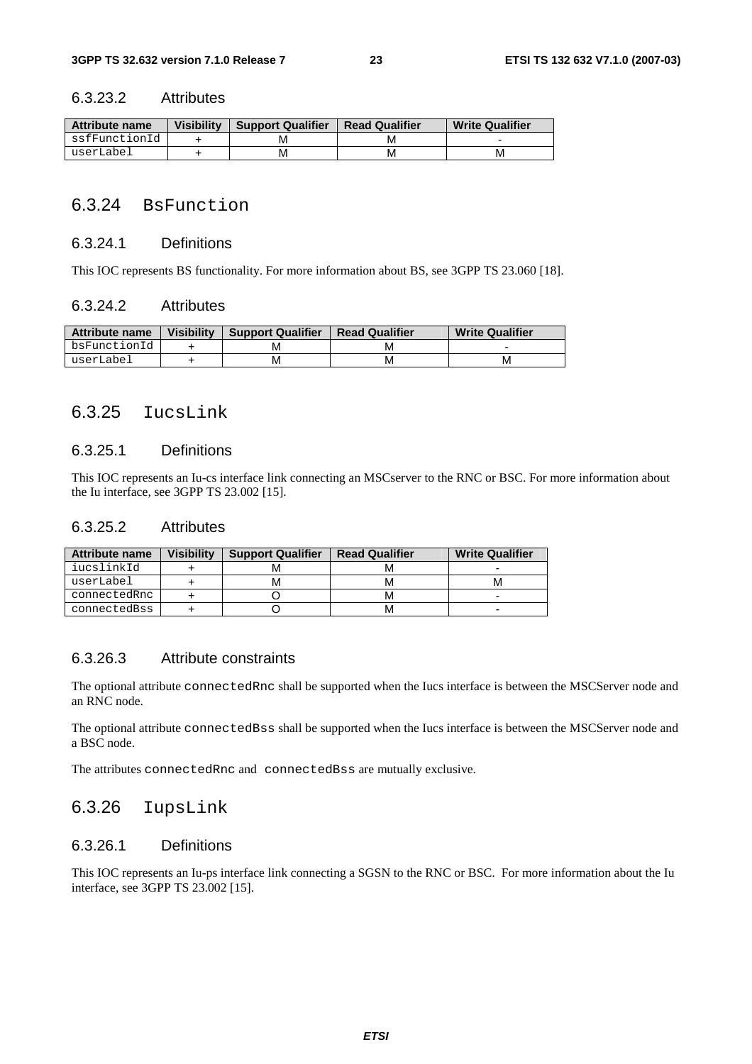#### 6.3.23.2 Attributes

| Attribute name | Visibility | Support Qualifier | Read Qualifier | Write Qualifier |
|---|---|---|---|---|
| ssfFunctionId | + | M | M | - |
| userLabel | + | M | M | M |

### 6.3.24 BsFunction

#### 6.3.24.1 Definitions

This IOC represents BS functionality. For more information about BS, see 3GPP TS 23.060 [18].

#### 6.3.24.2 Attributes

| Attribute name | Visibility | Support Qualifier | Read Qualifier | Write Qualifier |
|---|---|---|---|---|
| bsFunctionId | + | M | M | - |
| userLabel | + | M | M | M |

### 6.3.25 IucsLink

#### 6.3.25.1 Definitions

This IOC represents an Iu-cs interface link connecting an MSCserver to the RNC or BSC. For more information about the Iu interface, see 3GPP TS 23.002 [15].

#### 6.3.25.2 Attributes

| Attribute name | Visibility | Support Qualifier | Read Qualifier | Write Qualifier |
|---|---|---|---|---|
| iucslinkId | + | M | M | - |
| userLabel | + | M | M | M |
| connectedRnc | + | O | M | - |
| connectedBss | + | O | M | - |

#### 6.3.26.3 Attribute constraints

The optional attribute connectedRnc shall be supported when the Iucs interface is between the MSCServer node and an RNC node.

The optional attribute connectedBss shall be supported when the Iucs interface is between the MSCServer node and a BSC node.

The attributes connectedRnc and connectedBss are mutually exclusive.

### 6.3.26 IupsLink

#### 6.3.26.1 Definitions

This IOC represents an Iu-ps interface link connecting a SGSN to the RNC or BSC. For more information about the Iu interface, see 3GPP TS 23.002 [15].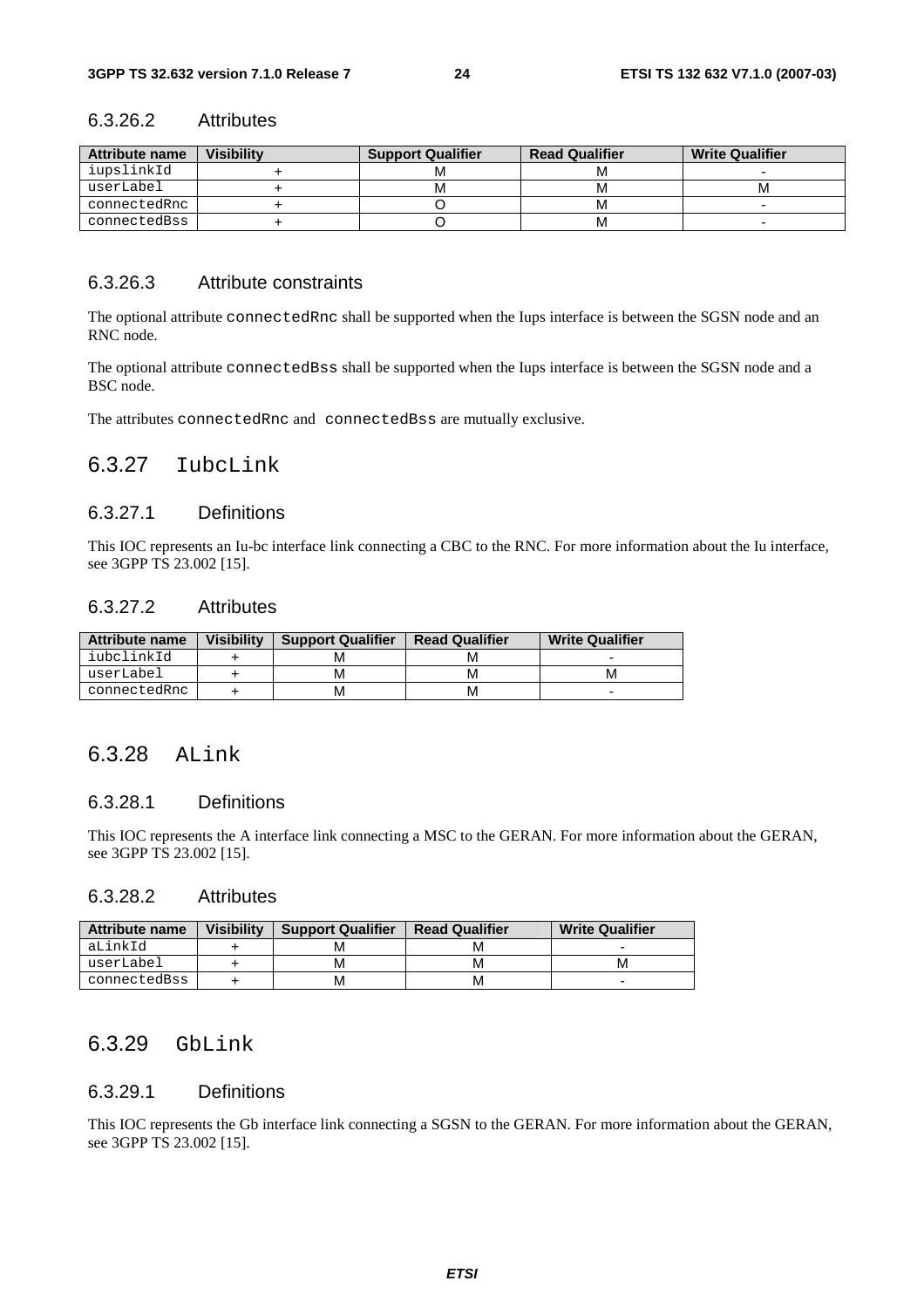### 6.3.26.2 Attributes

| Attribute name | Visibility | Support Qualifier | Read Qualifier | Write Qualifier |
|---|---|---|---|---|
| iupslinkId | + | M | M | - |
| userLabel | + | M | M | M |
| connectedRnc | + | O | M | - |
| connectedBss | + | O | M | - |

### 6.3.26.3 Attribute constraints

The optional attribute connectedRnc shall be supported when the Iups interface is between the SGSN node and an RNC node.

The optional attribute connectedBss shall be supported when the Iups interface is between the SGSN node and a BSC node.

The attributes connectedRnc and connectedBss are mutually exclusive.

## 6.3.27 IubcLink

### 6.3.27.1 Definitions

This IOC represents an Iu-bc interface link connecting a CBC to the RNC. For more information about the Iu interface, see 3GPP TS 23.002 [15].

### 6.3.27.2 Attributes

| Attribute name | Visibility | Support Qualifier | Read Qualifier | Write Qualifier |
|---|---|---|---|---|
| iubclinkId | + | M | M | - |
| userLabel | + | M | M | M |
| connectedRnc | + | M | M | - |

## 6.3.28 ALink

### 6.3.28.1 Definitions

This IOC represents the A interface link connecting a MSC to the GERAN. For more information about the GERAN, see 3GPP TS 23.002 [15].

### 6.3.28.2 Attributes

| Attribute name | Visibility | Support Qualifier | Read Qualifier | Write Qualifier |
|---|---|---|---|---|
| aLinkId | + | M | M | - |
| userLabel | + | M | M | M |
| connectedBss | + | M | M | - |

## 6.3.29 GbLink

### 6.3.29.1 Definitions

This IOC represents the Gb interface link connecting a SGSN to the GERAN. For more information about the GERAN, see 3GPP TS 23.002 [15].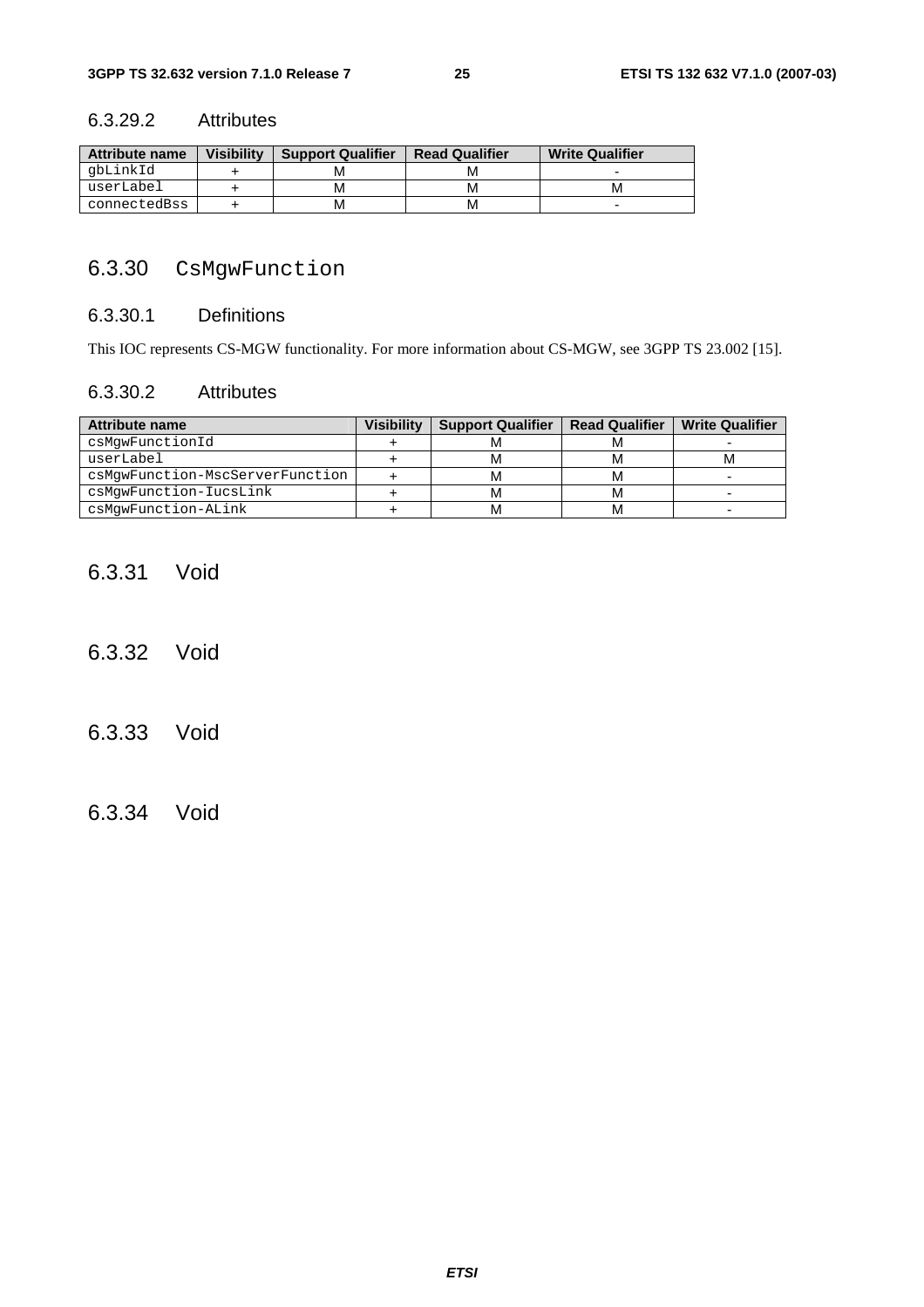#### 6.3.29.2 Attributes

| Attribute name | Visibility | Support Qualifier | Read Qualifier | Write Qualifier |
|---|---|---|---|---|
| gbLinkId | + | M | M | - |
| userLabel | + | M | M | M |
| connectedBss | + | M | M | - |

### 6.3.30 CsMgwFunction

#### 6.3.30.1 Definitions

This IOC represents CS-MGW functionality. For more information about CS-MGW, see 3GPP TS 23.002 [15].

#### 6.3.30.2 Attributes

| Attribute name | Visibility | Support Qualifier | Read Qualifier | Write Qualifier |
|---|---|---|---|---|
| csMgwFunctionId | + | M | M | - |
| userLabel | + | M | M | M |
| csMgwFunction-MscServerFunction | + | M | M | - |
| csMgwFunction-IucsLink | + | M | M | - |
| csMgwFunction-ALink | + | M | M | - |

### 6.3.31 Void

### 6.3.32 Void

### 6.3.33 Void

### 6.3.34 Void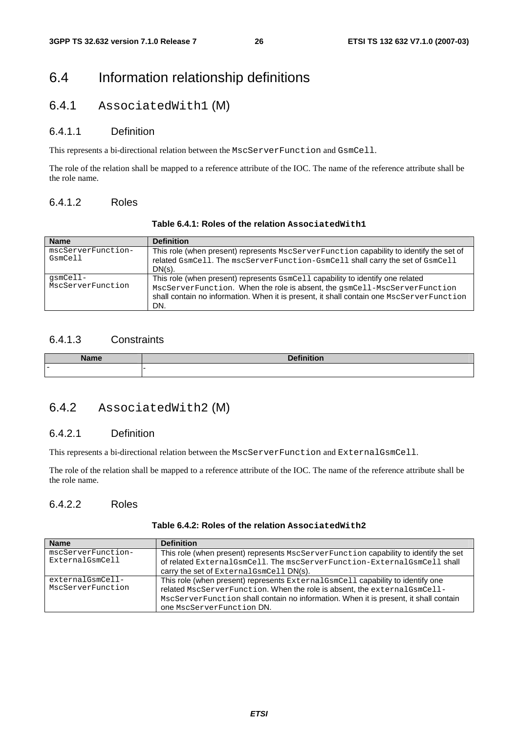## 6.4 Information relationship definitions

### 6.4.1 AssociatedWith1 (M)

#### 6.4.1.1 Definition

This represents a bi-directional relation between the MscServerFunction and GsmCell.

The role of the relation shall be mapped to a reference attribute of the IOC. The name of the reference attribute shall be the role name.

#### 6.4.1.2 Roles

**Table 6.4.1: Roles of the relation AssociatedWith1**

| Name | Definition |
|---|---|
| mscServerFunction-GsmCell | This role (when present) represents MscServerFunction capability to identify the set of related GsmCell. The mscServerFunction-GsmCell shall carry the set of GsmCell DN(s). |
| gsmCell-MscServerFunction | This role (when present) represents GsmCell capability to identify one related MscServerFunction. When the role is absent, the gsmCell-MscServerFunction shall contain no information. When it is present, it shall contain one MscServerFunction DN. |

#### 6.4.1.3 Constraints

| Name | Definition |
|---|---|
| - | - |

### 6.4.2 AssociatedWith2 (M)

#### 6.4.2.1 Definition

This represents a bi-directional relation between the MscServerFunction and ExternalGsmCell.

The role of the relation shall be mapped to a reference attribute of the IOC. The name of the reference attribute shall be the role name.

#### 6.4.2.2 Roles

**Table 6.4.2: Roles of the relation AssociatedWith2**

| Name | Definition |
|---|---|
| mscServerFunction-ExternalGsmCell | This role (when present) represents MscServerFunction capability to identify the set of related ExternalGsmCell. The mscServerFunction-ExternalGsmCell shall carry the set of ExternalGsmCell DN(s). |
| externalGsmCell-MscServerFunction | This role (when present) represents ExternalGsmCell capability to identify one related MscServerFunction. When the role is absent, the externalGsmCell-MscServerFunction shall contain no information. When it is present, it shall contain one MscServerFunction DN. |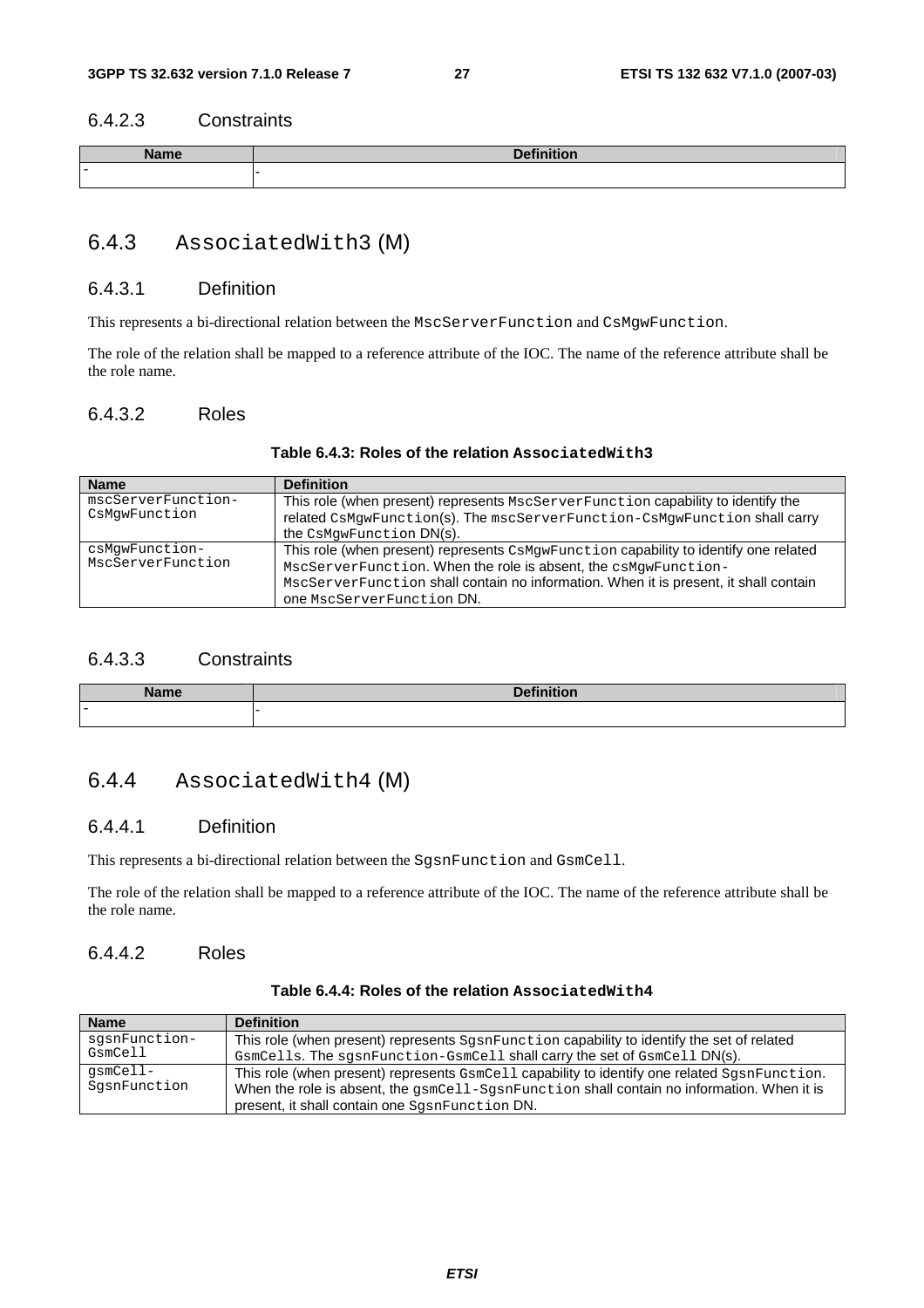### 6.4.2.3 Constraints

| Name | Definition |
|---|---|
| - | - |

## 6.4.3 AssociatedWith3 (M)

### 6.4.3.1 Definition

This represents a bi-directional relation between the MscServerFunction and CsMgwFunction.

The role of the relation shall be mapped to a reference attribute of the IOC. The name of the reference attribute shall be the role name.

### 6.4.3.2 Roles

**Table 6.4.3: Roles of the relation AssociatedWith3**

| Name | Definition |
|---|---|
| mscServerFunction-CsMgwFunction | This role (when present) represents MscServerFunction capability to identify the related CsMgwFunction(s). The mscServerFunction-CsMgwFunction shall carry the CsMgwFunction DN(s). |
| csMgwFunction-MscServerFunction | This role (when present) represents CsMgwFunction capability to identify one related MscServerFunction. When the role is absent, the csMgwFunction-MscServerFunction shall contain no information. When it is present, it shall contain one MscServerFunction DN. |

### 6.4.3.3 Constraints

| Name | Definition |
|---|---|
| - | - |

## 6.4.4 AssociatedWith4 (M)

### 6.4.4.1 Definition

This represents a bi-directional relation between the SgsnFunction and GsmCell.

The role of the relation shall be mapped to a reference attribute of the IOC. The name of the reference attribute shall be the role name.

### 6.4.4.2 Roles

**Table 6.4.4: Roles of the relation AssociatedWith4**

| Name | Definition |
|---|---|
| sgsnFunction-GsmCell | This role (when present) represents SgsnFunction capability to identify the set of related GsmCells. The sgsnFunction-GsmCell shall carry the set of GsmCell DN(s). |
| gsmCell-SgsnFunction | This role (when present) represents GsmCell capability to identify one related SgsnFunction. When the role is absent, the gsmCell-SgsnFunction shall contain no information. When it is present, it shall contain one SgsnFunction DN. |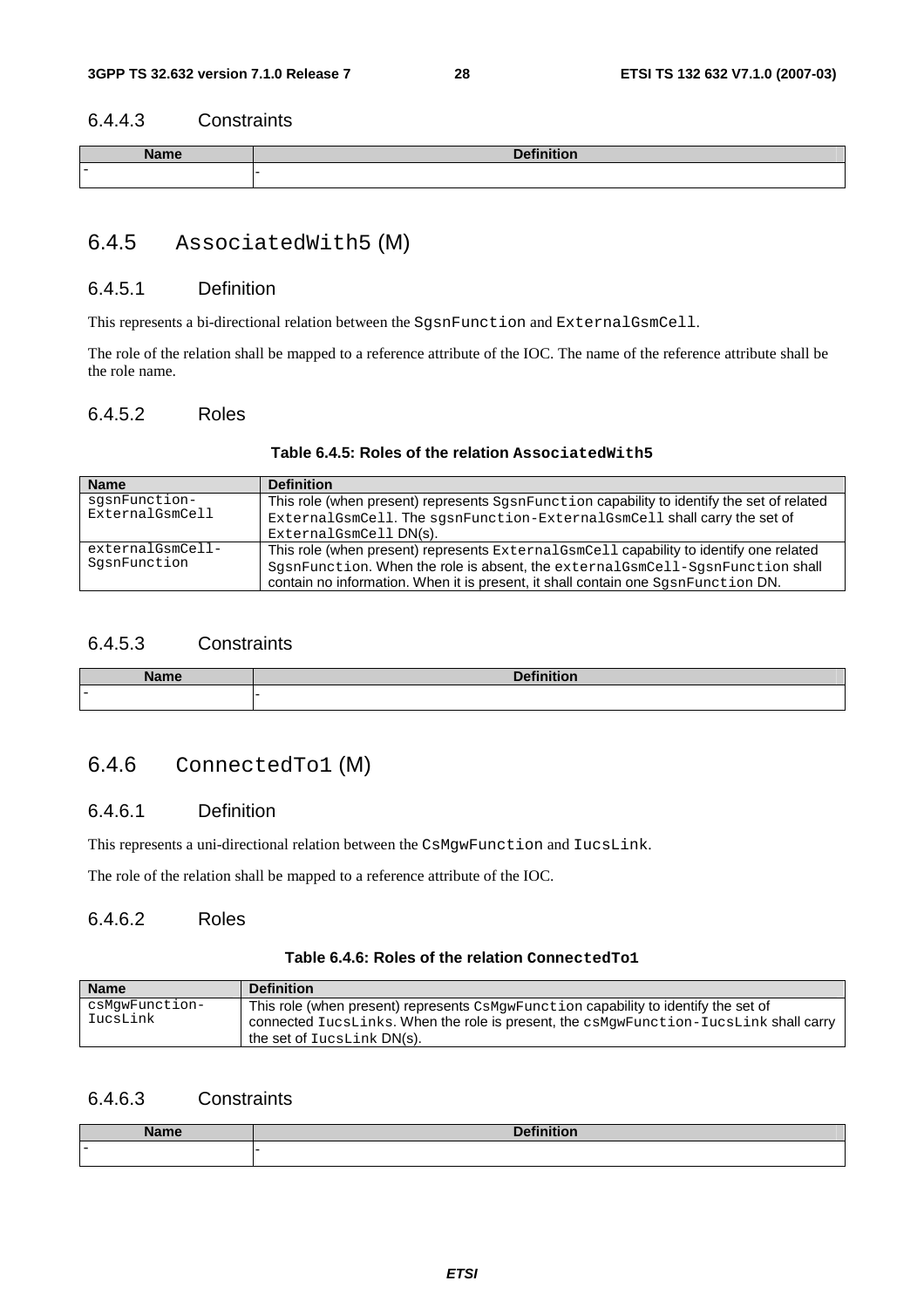### 6.4.4.3 Constraints

| Name | Definition |
|---|---|
| - | - |

## 6.4.5 AssociatedWith5 (M)

### 6.4.5.1 Definition

This represents a bi-directional relation between the SgsnFunction and ExternalGsmCell.

The role of the relation shall be mapped to a reference attribute of the IOC. The name of the reference attribute shall be the role name.

### 6.4.5.2 Roles

**Table 6.4.5: Roles of the relation AssociatedWith5**

| Name | Definition |
|---|---|
| sgsnFunction-ExternalGsmCell | This role (when present) represents SgsnFunction capability to identify the set of related ExternalGsmCell. The sgsnFunction-ExternalGsmCell shall carry the set of ExternalGsmCell DN(s). |
| externalGsmCell-SgsnFunction | This role (when present) represents ExternalGsmCell capability to identify one related SgsnFunction. When the role is absent, the externalGsmCell-SgsnFunction shall contain no information. When it is present, it shall contain one SgsnFunction DN. |

### 6.4.5.3 Constraints

| Name | Definition |
|---|---|
| - | - |

## 6.4.6 ConnectedTo1 (M)

### 6.4.6.1 Definition

This represents a uni-directional relation between the CsMgwFunction and IucsLink.

The role of the relation shall be mapped to a reference attribute of the IOC.

### 6.4.6.2 Roles

**Table 6.4.6: Roles of the relation ConnectedTo1**

| Name | Definition |
|---|---|
| csMgwFunction-IucsLink | This role (when present) represents CsMgwFunction capability to identify the set of connected IucsLinks. When the role is present, the csMgwFunction-IucsLink shall carry the set of IucsLink DN(s). |

### 6.4.6.3 Constraints

| Name | Definition |
|---|---|
| - | - |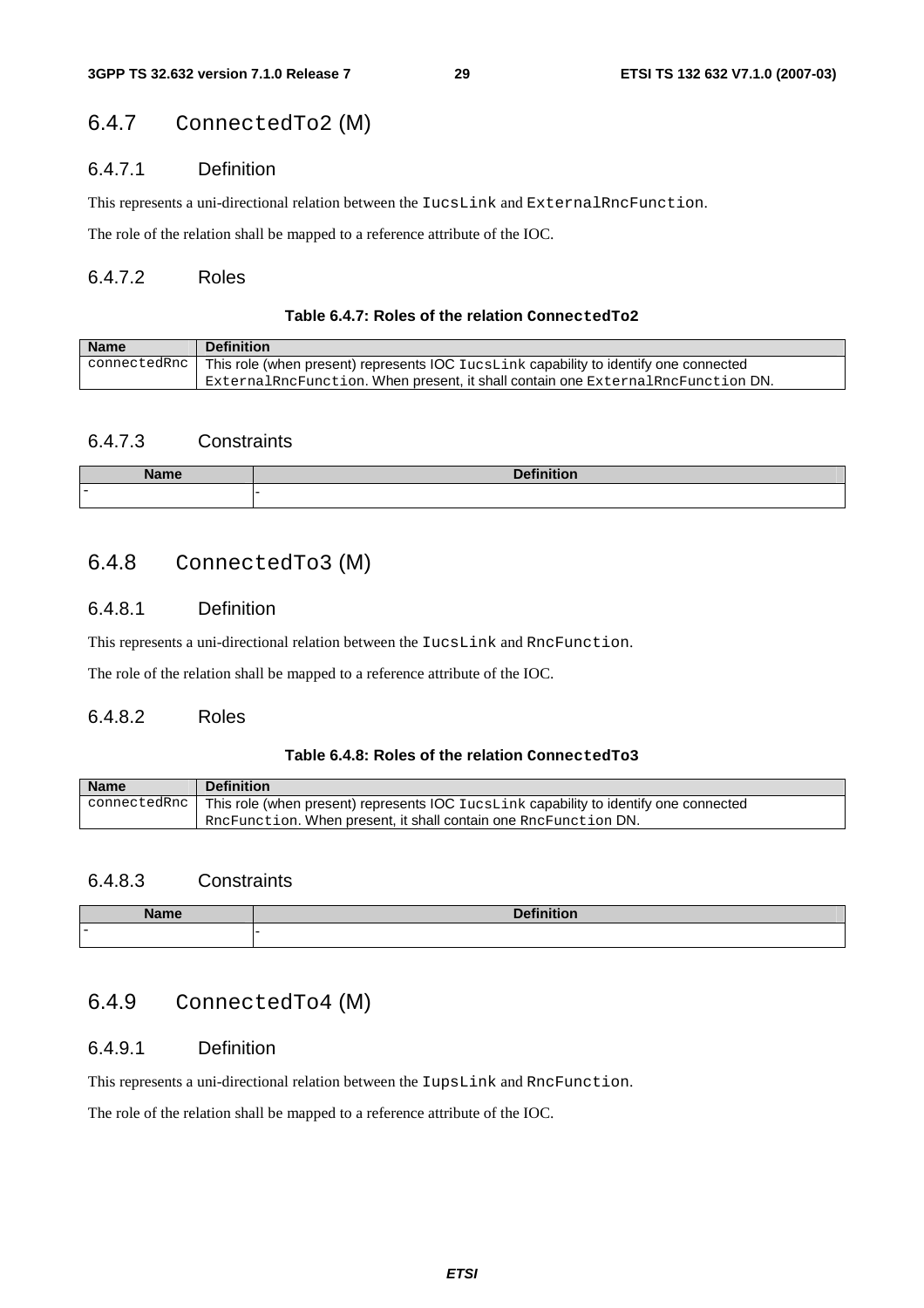### 6.4.7 ConnectedTo2 (M)

#### 6.4.7.1 Definition

This represents a uni-directional relation between the IucsLink and ExternalRncFunction.

The role of the relation shall be mapped to a reference attribute of the IOC.

#### 6.4.7.2 Roles

**Table 6.4.7: Roles of the relation ConnectedTo2**

| Name | Definition |
|---|---|
| connectedRnc | This role (when present) represents IOC IucsLink capability to identify one connected ExternalRncFunction. When present, it shall contain one ExternalRncFunction DN. |

#### 6.4.7.3 Constraints

| Name | Definition |
|---|---|
| - | - |

### 6.4.8 ConnectedTo3 (M)

#### 6.4.8.1 Definition

This represents a uni-directional relation between the IucsLink and RncFunction.

The role of the relation shall be mapped to a reference attribute of the IOC.

#### 6.4.8.2 Roles

**Table 6.4.8: Roles of the relation ConnectedTo3**

| Name | Definition |
|---|---|
| connectedRnc | This role (when present) represents IOC IucsLink capability to identify one connected RncFunction. When present, it shall contain one RncFunction DN. |

#### 6.4.8.3 Constraints

| Name | Definition |
|---|---|
| - | - |

### 6.4.9 ConnectedTo4 (M)

#### 6.4.9.1 Definition

This represents a uni-directional relation between the IupsLink and RncFunction.

The role of the relation shall be mapped to a reference attribute of the IOC.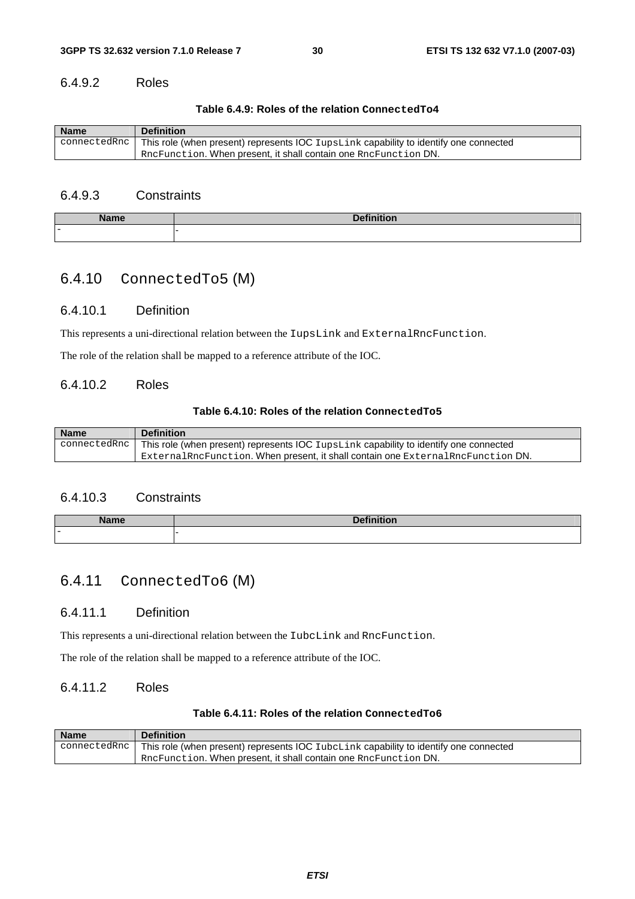#### 6.4.9.2 Roles

**Table 6.4.9: Roles of the relation ConnectedTo4**

| Name | Definition |
|---|---|
| connectedRnc | This role (when present) represents IOC IupsLink capability to identify one connected RncFunction. When present, it shall contain one RncFunction DN. |

#### 6.4.9.3 Constraints

| Name | Definition |
|---|---|
| - | - |

### 6.4.10 ConnectedTo5 (M)

#### 6.4.10.1 Definition

This represents a uni-directional relation between the IupsLink and ExternalRncFunction.

The role of the relation shall be mapped to a reference attribute of the IOC.

#### 6.4.10.2 Roles

**Table 6.4.10: Roles of the relation ConnectedTo5**

| Name | Definition |
|---|---|
| connectedRnc | This role (when present) represents IOC IupsLink capability to identify one connected ExternalRncFunction. When present, it shall contain one ExternalRncFunction DN. |

#### 6.4.10.3 Constraints

| Name | Definition |
|---|---|
| - | - |

### 6.4.11 ConnectedTo6 (M)

#### 6.4.11.1 Definition

This represents a uni-directional relation between the IubcLink and RncFunction.

The role of the relation shall be mapped to a reference attribute of the IOC.

#### 6.4.11.2 Roles

**Table 6.4.11: Roles of the relation ConnectedTo6**

| Name | Definition |
|---|---|
| connectedRnc | This role (when present) represents IOC IubcLink capability to identify one connected RncFunction. When present, it shall contain one RncFunction DN. |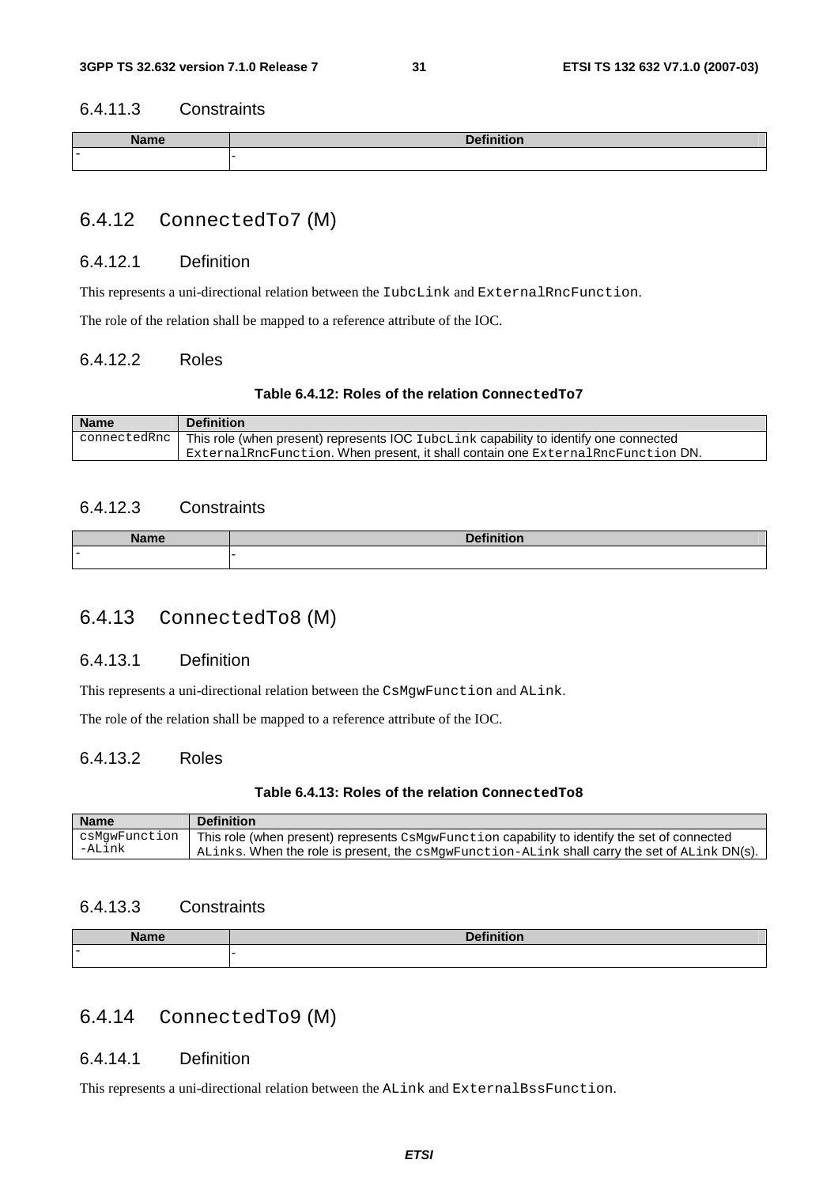### 6.4.11.3 Constraints

| Name | Definition |
|---|---|
| - | - |

## 6.4.12 ConnectedTo7 (M)

### 6.4.12.1 Definition

This represents a uni-directional relation between the IubcLink and ExternalRncFunction.

The role of the relation shall be mapped to a reference attribute of the IOC.

### 6.4.12.2 Roles

**Table 6.4.12: Roles of the relation ConnectedTo7**

| Name | Definition |
|---|---|
| connectedRnc | This role (when present) represents IOC IubcLink capability to identify one connected ExternalRncFunction. When present, it shall contain one ExternalRncFunction DN. |

### 6.4.12.3 Constraints

| Name | Definition |
|---|---|
| - | - |

## 6.4.13 ConnectedTo8 (M)

### 6.4.13.1 Definition

This represents a uni-directional relation between the CsMgwFunction and ALink.

The role of the relation shall be mapped to a reference attribute of the IOC.

### 6.4.13.2 Roles

**Table 6.4.13: Roles of the relation ConnectedTo8**

| Name | Definition |
|---|---|
| csMgwFunction-ALink | This role (when present) represents CsMgwFunction capability to identify the set of connected ALinks. When the role is present, the csMgwFunction-ALink shall carry the set of ALink DN(s). |

### 6.4.13.3 Constraints

| Name | Definition |
|---|---|
| - | - |

## 6.4.14 ConnectedTo9 (M)

### 6.4.14.1 Definition

This represents a uni-directional relation between the ALink and ExternalBssFunction.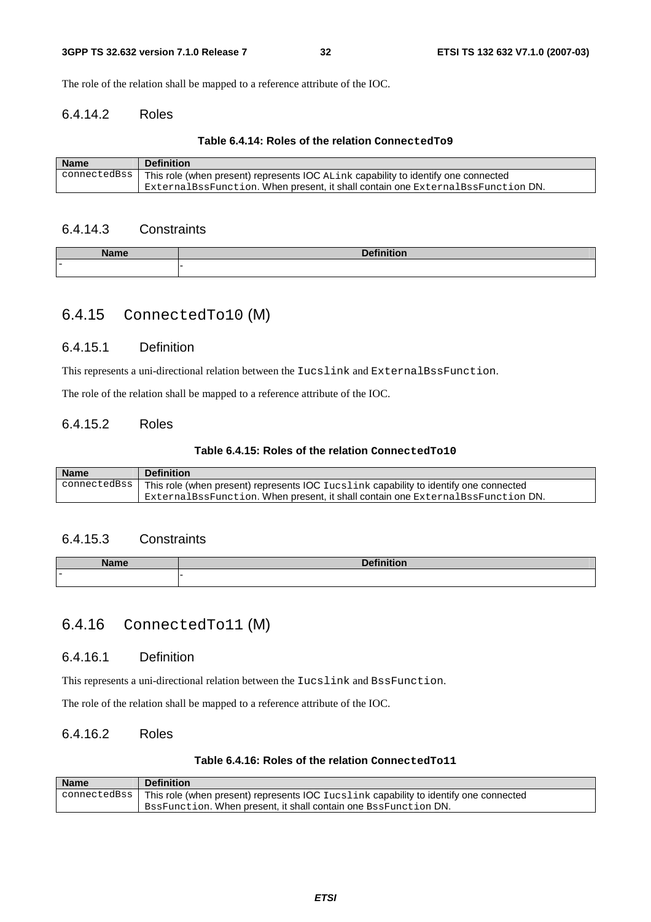The role of the relation shall be mapped to a reference attribute of the IOC.

### 6.4.14.2 Roles

**Table 6.4.14: Roles of the relation ConnectedTo9**

| Name | Definition |
|---|---|
| connectedBss | This role (when present) represents IOC ALink capability to identify one connected ExternalBssFunction. When present, it shall contain one ExternalBssFunction DN. |

### 6.4.14.3 Constraints

| Name | Definition |
|---|---|
| - | - |

## 6.4.15 ConnectedTo10 (M)

### 6.4.15.1 Definition

This represents a uni-directional relation between the Iucslink and ExternalBssFunction.

The role of the relation shall be mapped to a reference attribute of the IOC.

### 6.4.15.2 Roles

**Table 6.4.15: Roles of the relation ConnectedTo10**

| Name | Definition |
|---|---|
| connectedBss | This role (when present) represents IOC Iucslink capability to identify one connected ExternalBssFunction. When present, it shall contain one ExternalBssFunction DN. |

### 6.4.15.3 Constraints

| Name | Definition |
|---|---|
| - | - |

## 6.4.16 ConnectedTo11 (M)

### 6.4.16.1 Definition

This represents a uni-directional relation between the Iucslink and BssFunction.

The role of the relation shall be mapped to a reference attribute of the IOC.

### 6.4.16.2 Roles

**Table 6.4.16: Roles of the relation ConnectedTo11**

| Name | Definition |
|---|---|
| connectedBss | This role (when present) represents IOC Iucslink capability to identify one connected BssFunction. When present, it shall contain one BssFunction DN. |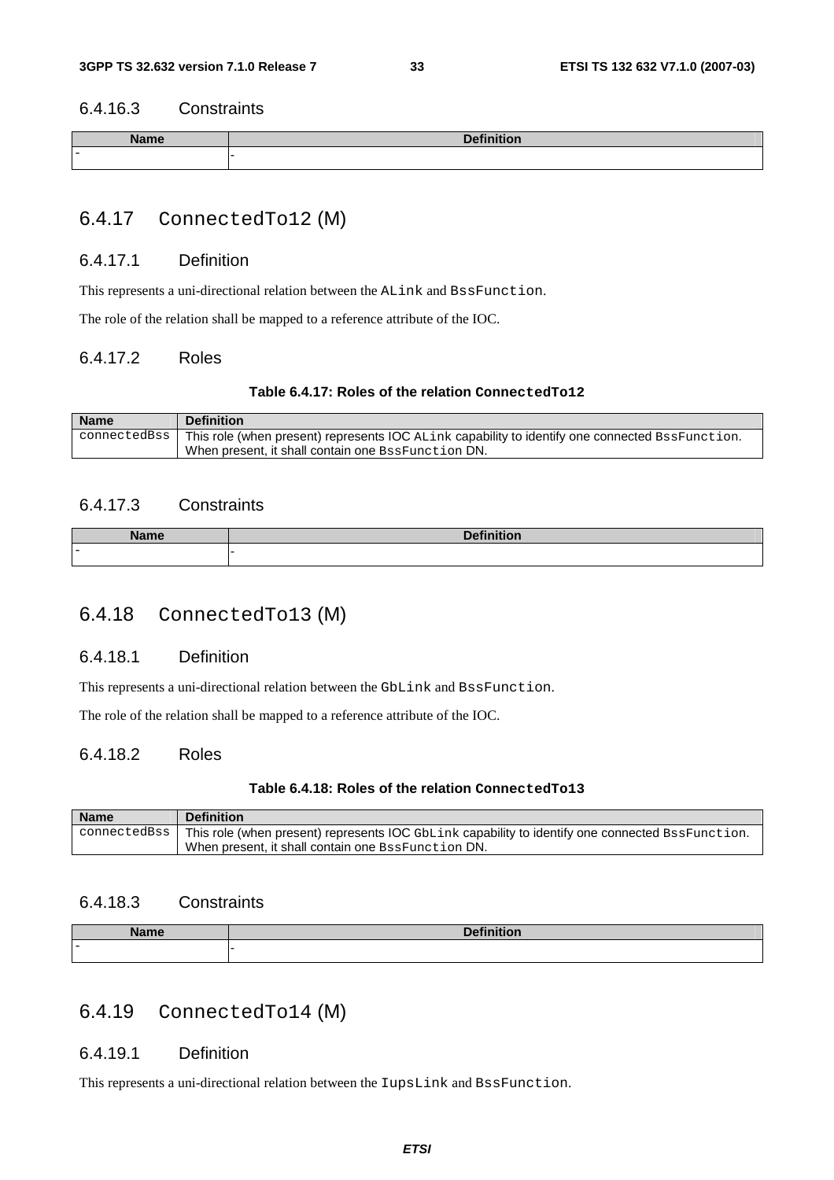### 6.4.16.3 Constraints

| Name | Definition |
| --- | --- |
| - | - |

## 6.4.17 ConnectedTo12 (M)

### 6.4.17.1 Definition

This represents a uni-directional relation between the ALink and BssFunction.

The role of the relation shall be mapped to a reference attribute of the IOC.

### 6.4.17.2 Roles

**Table 6.4.17: Roles of the relation ConnectedTo12**

| Name | Definition |
| --- | --- |
| connectedBss | This role (when present) represents IOC ALink capability to identify one connected BssFunction. When present, it shall contain one BssFunction DN. |

### 6.4.17.3 Constraints

| Name | Definition |
| --- | --- |
| - | - |

## 6.4.18 ConnectedTo13 (M)

### 6.4.18.1 Definition

This represents a uni-directional relation between the GbLink and BssFunction.

The role of the relation shall be mapped to a reference attribute of the IOC.

### 6.4.18.2 Roles

**Table 6.4.18: Roles of the relation ConnectedTo13**

| Name | Definition |
| --- | --- |
| connectedBss | This role (when present) represents IOC GbLink capability to identify one connected BssFunction. When present, it shall contain one BssFunction DN. |

### 6.4.18.3 Constraints

| Name | Definition |
| --- | --- |
| - | - |

## 6.4.19 ConnectedTo14 (M)

### 6.4.19.1 Definition

This represents a uni-directional relation between the IupsLink and BssFunction.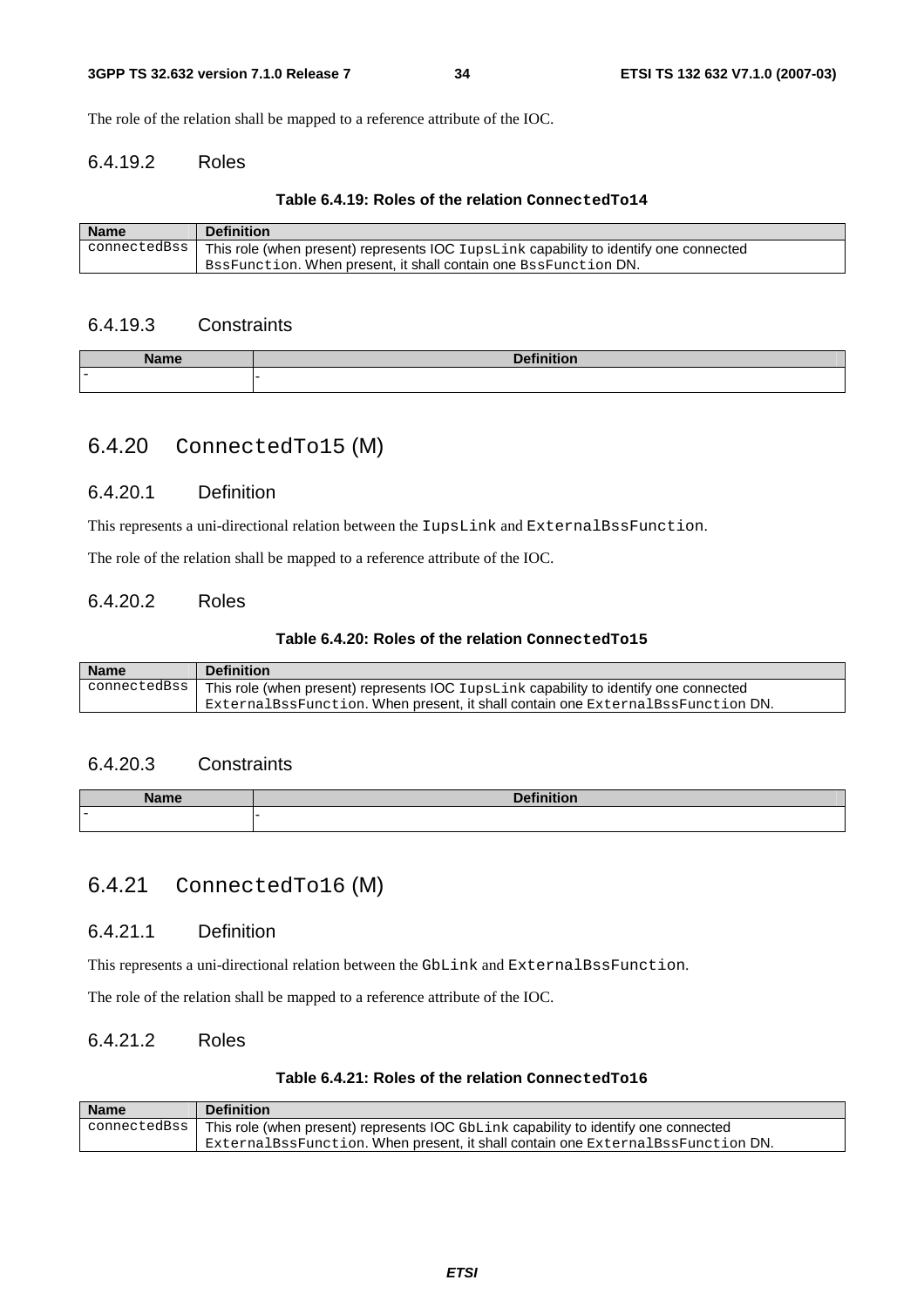The role of the relation shall be mapped to a reference attribute of the IOC.

### 6.4.19.2 Roles

**Table 6.4.19: Roles of the relation ConnectedTo14**

| Name | Definition |
| --- | --- |
| connectedBss | This role (when present) represents IOC IupsLink capability to identify one connected BssFunction. When present, it shall contain one BssFunction DN. |

### 6.4.19.3 Constraints

| Name | Definition |
| --- | --- |
| - | - |

## 6.4.20 ConnectedTo15 (M)

### 6.4.20.1 Definition

This represents a uni-directional relation between the IupsLink and ExternalBssFunction.

The role of the relation shall be mapped to a reference attribute of the IOC.

### 6.4.20.2 Roles

**Table 6.4.20: Roles of the relation ConnectedTo15**

| Name | Definition |
| --- | --- |
| connectedBss | This role (when present) represents IOC IupsLink capability to identify one connected ExternalBssFunction. When present, it shall contain one ExternalBssFunction DN. |

### 6.4.20.3 Constraints

| Name | Definition |
| --- | --- |
| - | - |

## 6.4.21 ConnectedTo16 (M)

### 6.4.21.1 Definition

This represents a uni-directional relation between the GbLink and ExternalBssFunction.

The role of the relation shall be mapped to a reference attribute of the IOC.

### 6.4.21.2 Roles

**Table 6.4.21: Roles of the relation ConnectedTo16**

| Name | Definition |
| --- | --- |
| connectedBss | This role (when present) represents IOC GbLink capability to identify one connected ExternalBssFunction. When present, it shall contain one ExternalBssFunction DN. |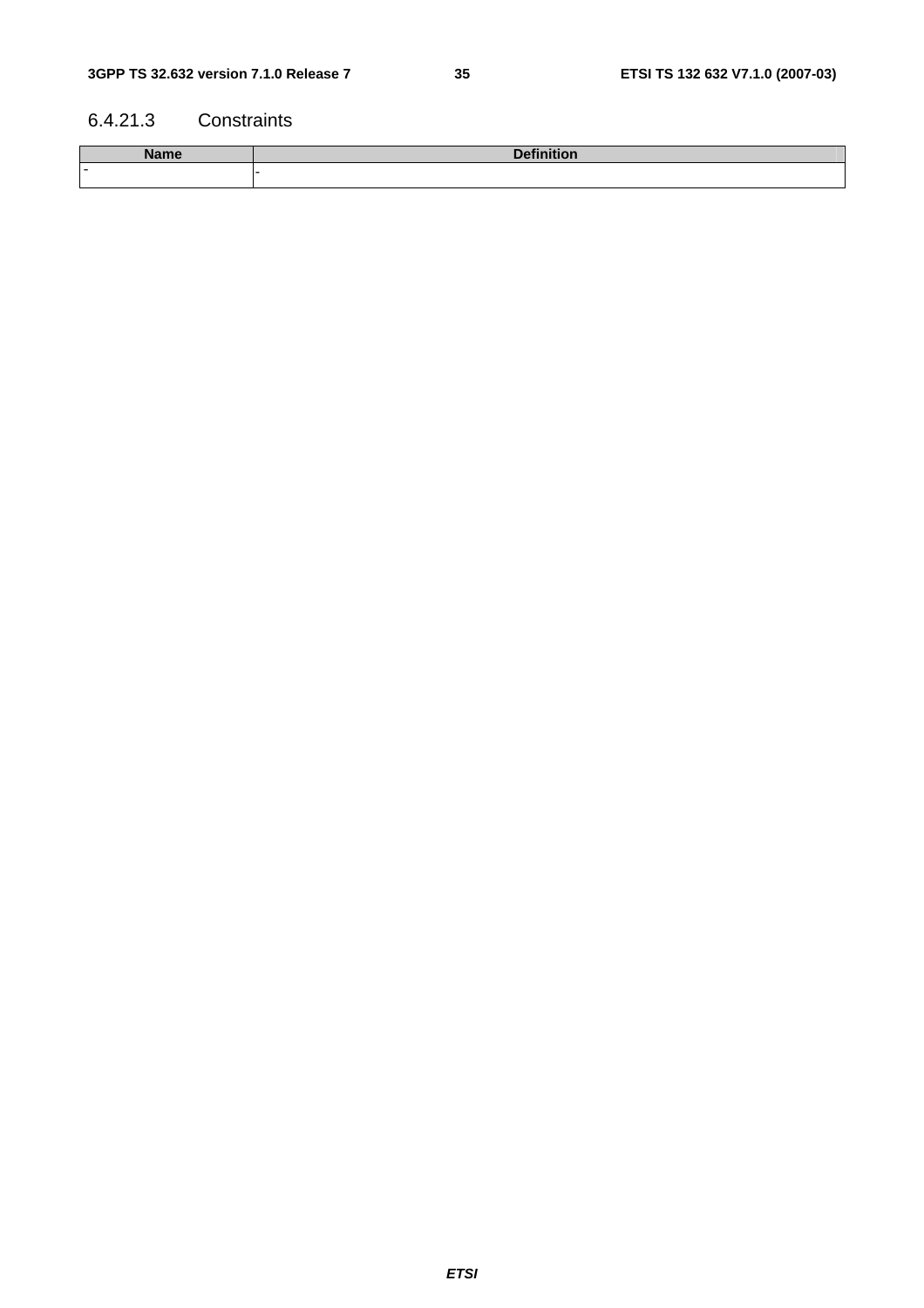#### 6.4.21.3 Constraints

| Name | Definition |
| --- | --- |
| - | - |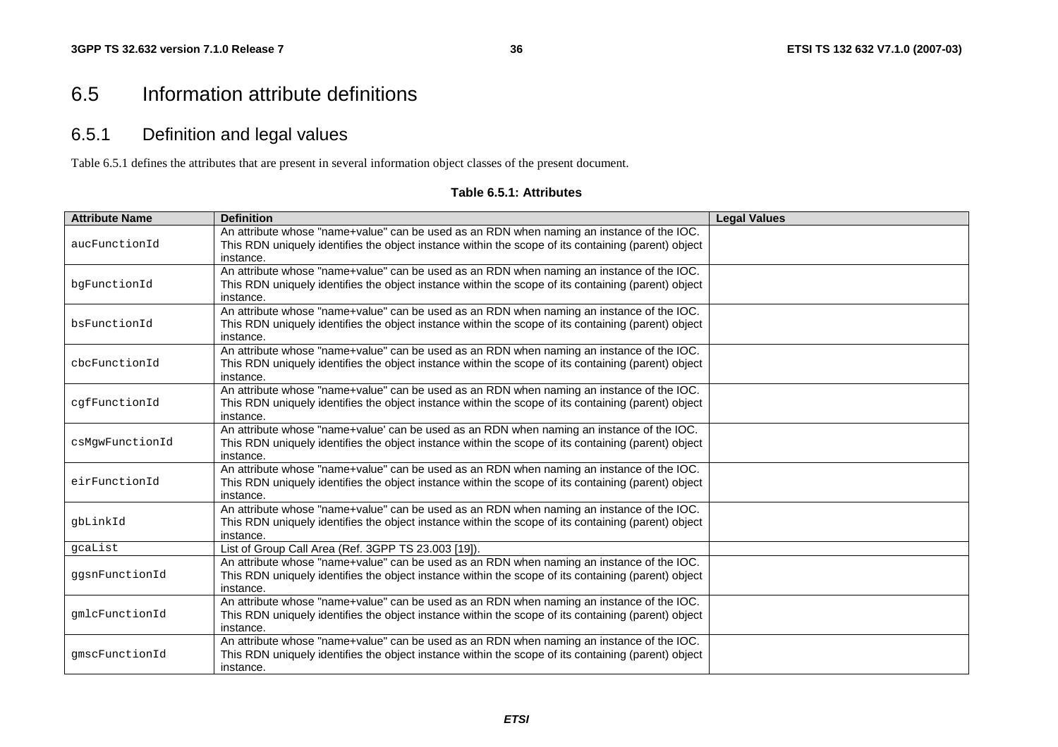## 6.5 Information attribute definitions

### 6.5.1 Definition and legal values

Table 6.5.1 defines the attributes that are present in several information object classes of the present document.

**Table 6.5.1: Attributes**

| Attribute Name | Definition | Legal Values |
|---|---|---|
| aucFunctionId | An attribute whose "name+value" can be used as an RDN when naming an instance of the IOC. This RDN uniquely identifies the object instance within the scope of its containing (parent) object instance. | |
| bgFunctionId | An attribute whose "name+value" can be used as an RDN when naming an instance of the IOC. This RDN uniquely identifies the object instance within the scope of its containing (parent) object instance. | |
| bsFunctionId | An attribute whose "name+value" can be used as an RDN when naming an instance of the IOC. This RDN uniquely identifies the object instance within the scope of its containing (parent) object instance. | |
| cbcFunctionId | An attribute whose "name+value" can be used as an RDN when naming an instance of the IOC. This RDN uniquely identifies the object instance within the scope of its containing (parent) object instance. | |
| cgfFunctionId | An attribute whose "name+value" can be used as an RDN when naming an instance of the IOC. This RDN uniquely identifies the object instance within the scope of its containing (parent) object instance. | |
| csMgwFunctionId | An attribute whose "name+value' can be used as an RDN when naming an instance of the IOC. This RDN uniquely identifies the object instance within the scope of its containing (parent) object instance. | |
| eirFunctionId | An attribute whose "name+value" can be used as an RDN when naming an instance of the IOC. This RDN uniquely identifies the object instance within the scope of its containing (parent) object instance. | |
| gbLinkId | An attribute whose "name+value" can be used as an RDN when naming an instance of the IOC. This RDN uniquely identifies the object instance within the scope of its containing (parent) object instance. | |
| gcaList | List of Group Call Area (Ref. 3GPP TS 23.003 [19]). | |
| ggsnFunctionId | An attribute whose "name+value" can be used as an RDN when naming an instance of the IOC. This RDN uniquely identifies the object instance within the scope of its containing (parent) object instance. | |
| gmlcFunctionId | An attribute whose "name+value" can be used as an RDN when naming an instance of the IOC. This RDN uniquely identifies the object instance within the scope of its containing (parent) object instance. | |
| gmscFunctionId | An attribute whose "name+value" can be used as an RDN when naming an instance of the IOC. This RDN uniquely identifies the object instance within the scope of its containing (parent) object instance. | |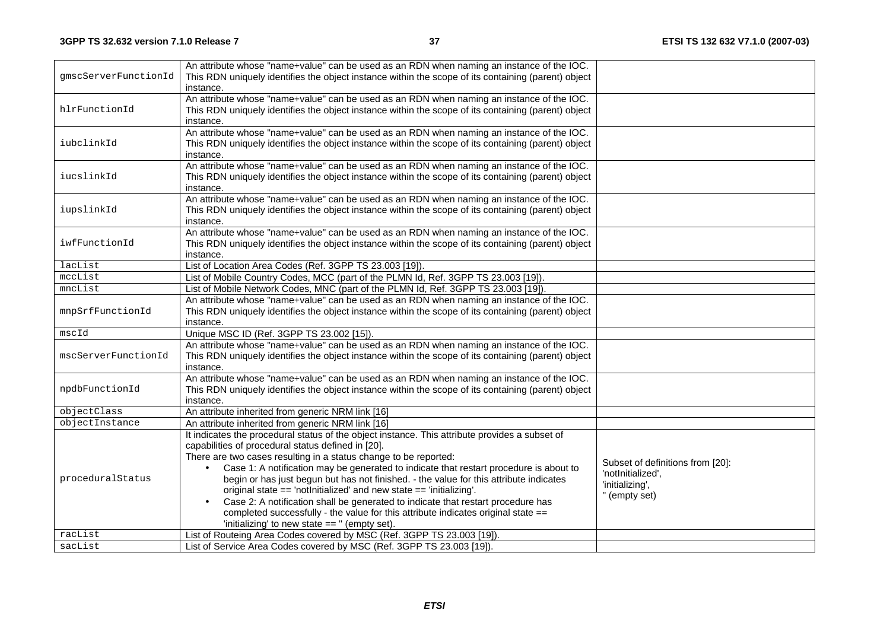| | | |
|---|---|---|
| gmscServerFunctionId | An attribute whose "name+value" can be used as an RDN when naming an instance of the IOC. This RDN uniquely identifies the object instance within the scope of its containing (parent) object instance. | |
| hlrFunctionId | An attribute whose "name+value" can be used as an RDN when naming an instance of the IOC. This RDN uniquely identifies the object instance within the scope of its containing (parent) object instance. | |
| iubclinkId | An attribute whose "name+value" can be used as an RDN when naming an instance of the IOC. This RDN uniquely identifies the object instance within the scope of its containing (parent) object instance. | |
| iucslinkId | An attribute whose "name+value" can be used as an RDN when naming an instance of the IOC. This RDN uniquely identifies the object instance within the scope of its containing (parent) object instance. | |
| iupslinkId | An attribute whose "name+value" can be used as an RDN when naming an instance of the IOC. This RDN uniquely identifies the object instance within the scope of its containing (parent) object instance. | |
| iwfFunctionId | An attribute whose "name+value" can be used as an RDN when naming an instance of the IOC. This RDN uniquely identifies the object instance within the scope of its containing (parent) object instance. | |
| lacList | List of Location Area Codes (Ref. 3GPP TS 23.003 [19]). | |
| mccList | List of Mobile Country Codes, MCC (part of the PLMN Id, Ref. 3GPP TS 23.003 [19]). | |
| mncList | List of Mobile Network Codes, MNC (part of the PLMN Id, Ref. 3GPP TS 23.003 [19]). | |
| mnpSrfFunctionId | An attribute whose "name+value" can be used as an RDN when naming an instance of the IOC. This RDN uniquely identifies the object instance within the scope of its containing (parent) object instance. | |
| mscId | Unique MSC ID (Ref. 3GPP TS 23.002 [15]). | |
| mscServerFunctionId | An attribute whose "name+value" can be used as an RDN when naming an instance of the IOC. This RDN uniquely identifies the object instance within the scope of its containing (parent) object instance. | |
| npdbFunctionId | An attribute whose "name+value" can be used as an RDN when naming an instance of the IOC. This RDN uniquely identifies the object instance within the scope of its containing (parent) object instance. | |
| objectClass | An attribute inherited from generic NRM link [16] | |
| objectInstance | An attribute inherited from generic NRM link [16] | |
| proceduralStatus | It indicates the procedural status of the object instance. This attribute provides a subset of capabilities of procedural status defined in [20].<br>There are two cases resulting in a status change to be reported:<br>• Case 1: A notification may be generated to indicate that restart procedure is about to begin or has just begun but has not finished. - the value for this attribute indicates original state == 'notInitialized' and new state == 'initializing'.<br>• Case 2: A notification shall be generated to indicate that restart procedure has completed successfully - the value for this attribute indicates original state == 'initializing' to new state == '' (empty set). | Subset of definitions from [20]:<br>'notInitialized',<br>'initializing',<br>'' (empty set) |
| racList | List of Routeing Area Codes covered by MSC (Ref. 3GPP TS 23.003 [19]). | |
| sacList | List of Service Area Codes covered by MSC (Ref. 3GPP TS 23.003 [19]). | |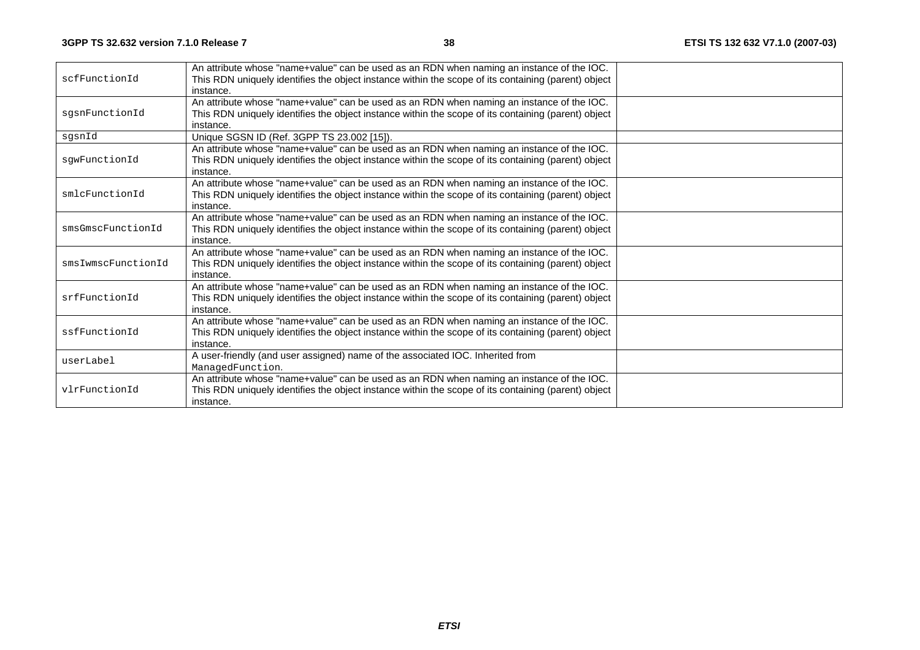| | | |
|---|---|---|
| scfFunctionId | An attribute whose "name+value" can be used as an RDN when naming an instance of the IOC. This RDN uniquely identifies the object instance within the scope of its containing (parent) object instance. | |
| sgsnFunctionId | An attribute whose "name+value" can be used as an RDN when naming an instance of the IOC. This RDN uniquely identifies the object instance within the scope of its containing (parent) object instance. | |
| sgsnId | Unique SGSN ID (Ref. 3GPP TS 23.002 [15]). | |
| sgwFunctionId | An attribute whose "name+value" can be used as an RDN when naming an instance of the IOC. This RDN uniquely identifies the object instance within the scope of its containing (parent) object instance. | |
| smlcFunctionId | An attribute whose "name+value" can be used as an RDN when naming an instance of the IOC. This RDN uniquely identifies the object instance within the scope of its containing (parent) object instance. | |
| smsGmscFunctionId | An attribute whose "name+value" can be used as an RDN when naming an instance of the IOC. This RDN uniquely identifies the object instance within the scope of its containing (parent) object instance. | |
| smsIwmscFunctionId | An attribute whose "name+value" can be used as an RDN when naming an instance of the IOC. This RDN uniquely identifies the object instance within the scope of its containing (parent) object instance. | |
| srfFunctionId | An attribute whose "name+value" can be used as an RDN when naming an instance of the IOC. This RDN uniquely identifies the object instance within the scope of its containing (parent) object instance. | |
| ssfFunctionId | An attribute whose "name+value" can be used as an RDN when naming an instance of the IOC. This RDN uniquely identifies the object instance within the scope of its containing (parent) object instance. | |
| userLabel | A user-friendly (and user assigned) name of the associated IOC. Inherited from ManagedFunction. | |
| vlrFunctionId | An attribute whose "name+value" can be used as an RDN when naming an instance of the IOC. This RDN uniquely identifies the object instance within the scope of its containing (parent) object instance. | |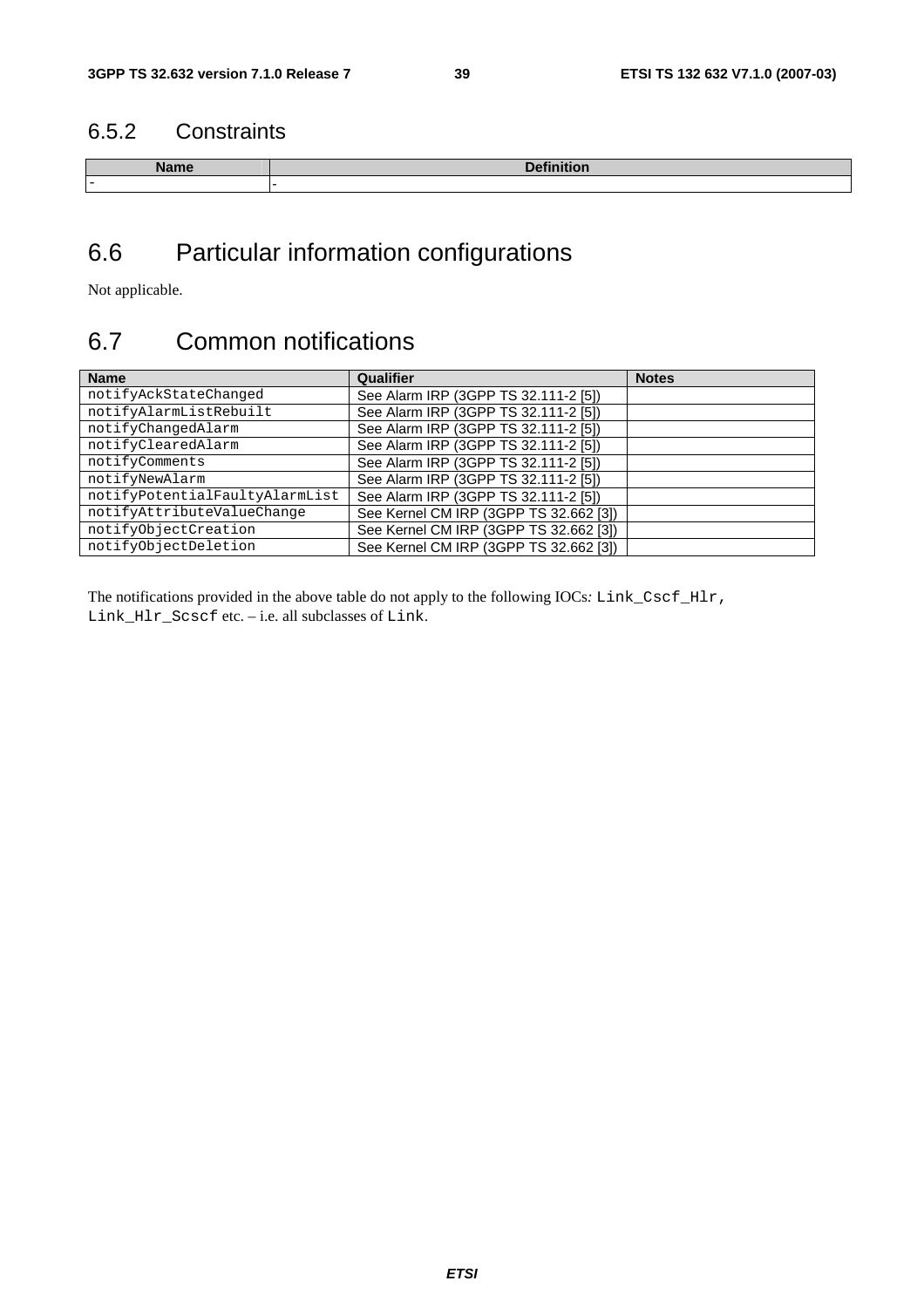### 6.5.2 Constraints

| Name | Definition |
|---|---|
| - | - |

## 6.6 Particular information configurations

Not applicable.

## 6.7 Common notifications

| Name | Qualifier | Notes |
|---|---|---|
| notifyAckStateChanged | See Alarm IRP (3GPP TS 32.111-2 [5]) | |
| notifyAlarmListRebuilt | See Alarm IRP (3GPP TS 32.111-2 [5]) | |
| notifyChangedAlarm | See Alarm IRP (3GPP TS 32.111-2 [5]) | |
| notifyClearedAlarm | See Alarm IRP (3GPP TS 32.111-2 [5]) | |
| notifyComments | See Alarm IRP (3GPP TS 32.111-2 [5]) | |
| notifyNewAlarm | See Alarm IRP (3GPP TS 32.111-2 [5]) | |
| notifyPotentialFaultyAlarmList | See Alarm IRP (3GPP TS 32.111-2 [5]) | |
| notifyAttributeValueChange | See Kernel CM IRP (3GPP TS 32.662 [3]) | |
| notifyObjectCreation | See Kernel CM IRP (3GPP TS 32.662 [3]) | |
| notifyObjectDeletion | See Kernel CM IRP (3GPP TS 32.662 [3]) | |

The notifications provided in the above table do not apply to the following IOCs: Link_Cscf_Hlr, Link_Hlr_Scscf etc. – i.e. all subclasses of Link.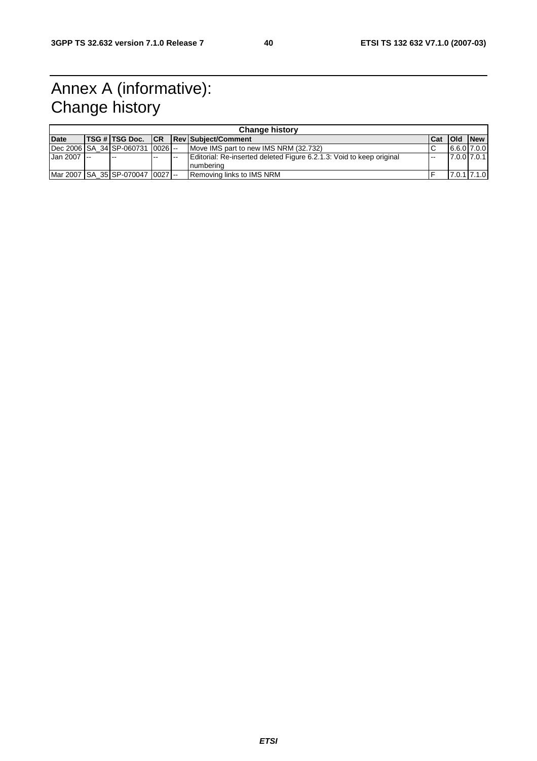# Annex A (informative): Change history

| Change history | | | | | | | | |
|---|---|---|---|---|---|---|---|---|
| **Date** | **TSG #** | **TSG Doc.** | **CR** | **Rev** | **Subject/Comment** | **Cat** | **Old** | **New** |
| Dec 2006 | SA_34 | SP-060731 | 0026 | -- | Move IMS part to new IMS NRM (32.732) | C | 6.6.0 | 7.0.0 |
| Jan 2007 | -- | -- | -- | -- | Editorial: Re-inserted deleted Figure 6.2.1.3: Void to keep original numbering | -- | 7.0.0 | 7.0.1 |
| Mar 2007 | SA_35 | SP-070047 | 0027 | -- | Removing links to IMS NRM | F | 7.0.1 | 7.1.0 |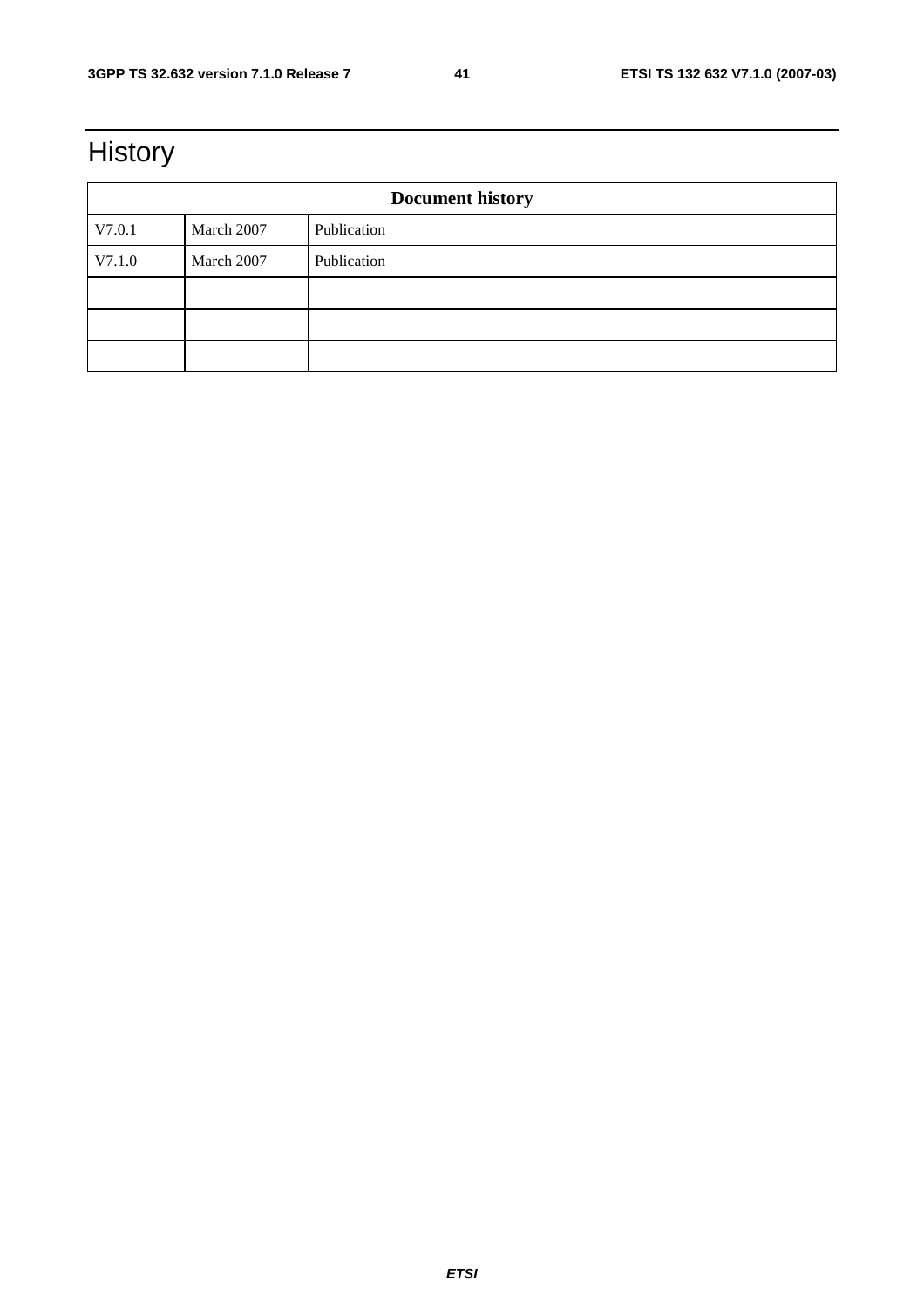# History

| Document history | | |
|---|---|---|
| V7.0.1 | March 2007 | Publication |
| V7.1.0 | March 2007 | Publication |
| | | |
| | | |
| | | |